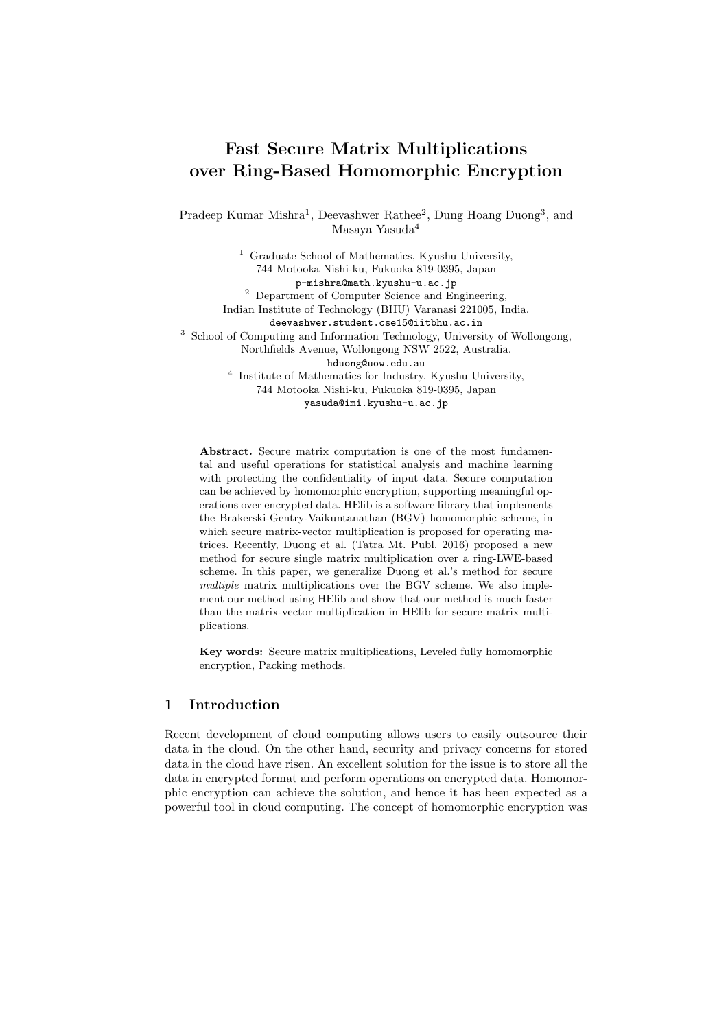# Fast Secure Matrix Multiplications over Ring-Based Homomorphic Encryption

Pradeep Kumar Mishra[1], Deevashwer Rathee[2], Dung Hoang Duong[3], and Masaya Yasuda[4]

[1] Graduate School of Mathematics, Kyushu University,
744 Motooka Nishi-ku, Fukuoka 819-0395, Japan
p-mishra@math.kyushu-u.ac.jp

[2] Department of Computer Science and Engineering,
Indian Institute of Technology (BHU) Varanasi 221005, India.
deevashwer.student.cse15@iitbhu.ac.in

[3] School of Computing and Information Technology, University of Wollongong,
Northfields Avenue, Wollongong NSW 2522, Australia.
hduong@uow.edu.au

[4] Institute of Mathematics for Industry, Kyushu University,
744 Motooka Nishi-ku, Fukuoka 819-0395, Japan
yasuda@imi.kyushu-u.ac.jp

**Abstract.** Secure matrix computation is one of the most fundamental and useful operations for statistical analysis and machine learning with protecting the confidentiality of input data. Secure computation can be achieved by homomorphic encryption, supporting meaningful operations over encrypted data. HElib is a software library that implements the Brakerski-Gentry-Vaikuntanathan (BGV) homomorphic scheme, in which secure matrix-vector multiplication is proposed for operating matrices. Recently, Duong et al. (Tatra Mt. Publ. 2016) proposed a new method for secure single matrix multiplication over a ring-LWE-based scheme. In this paper, we generalize Duong et al.'s method for secure *multiple* matrix multiplications over the BGV scheme. We also implement our method using HElib and show that our method is much faster than the matrix-vector multiplication in HElib for secure matrix multiplications.

**Key words:** Secure matrix multiplications, Leveled fully homomorphic encryption, Packing methods.

## 1 Introduction

Recent development of cloud computing allows users to easily outsource their data in the cloud. On the other hand, security and privacy concerns for stored data in the cloud have risen. An excellent solution for the issue is to store all the data in encrypted format and perform operations on encrypted data. Homomorphic encryption can achieve the solution, and hence it has been expected as a powerful tool in cloud computing. The concept of homomorphic encryption was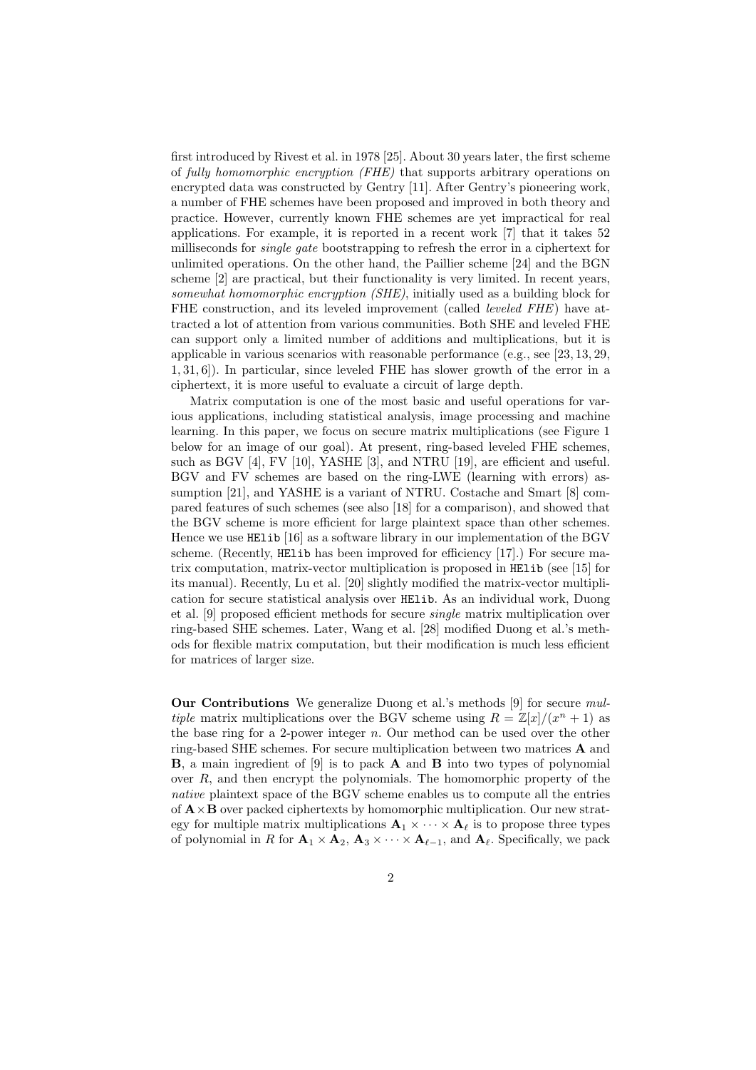first introduced by Rivest et al. in 1978 [25]. About 30 years later, the first scheme of *fully homomorphic encryption (FHE)* that supports arbitrary operations on encrypted data was constructed by Gentry [11]. After Gentry's pioneering work, a number of FHE schemes have been proposed and improved in both theory and practice. However, currently known FHE schemes are yet impractical for real applications. For example, it is reported in a recent work [7] that it takes 52 milliseconds for *single gate* bootstrapping to refresh the error in a ciphertext for unlimited operations. On the other hand, the Paillier scheme [24] and the BGN scheme [2] are practical, but their functionality is very limited. In recent years, *somewhat homomorphic encryption (SHE)*, initially used as a building block for FHE construction, and its leveled improvement (called *leveled FHE*) have attracted a lot of attention from various communities. Both SHE and leveled FHE can support only a limited number of additions and multiplications, but it is applicable in various scenarios with reasonable performance (e.g., see [23, 13, 29, 1, 31, 6]). In particular, since leveled FHE has slower growth of the error in a ciphertext, it is more useful to evaluate a circuit of large depth.

Matrix computation is one of the most basic and useful operations for various applications, including statistical analysis, image processing and machine learning. In this paper, we focus on secure matrix multiplications (see Figure 1 below for an image of our goal). At present, ring-based leveled FHE schemes, such as BGV [4], FV [10], YASHE [3], and NTRU [19], are efficient and useful. BGV and FV schemes are based on the ring-LWE (learning with errors) assumption [21], and YASHE is a variant of NTRU. Costache and Smart [8] compared features of such schemes (see also [18] for a comparison), and showed that the BGV scheme is more efficient for large plaintext space than other schemes. Hence we use `HElib` [16] as a software library in our implementation of the BGV scheme. (Recently, `HElib` has been improved for efficiency [17].) For secure matrix computation, matrix-vector multiplication is proposed in `HElib` (see [15] for its manual). Recently, Lu et al. [20] slightly modified the matrix-vector multiplication for secure statistical analysis over `HElib`. As an individual work, Duong et al. [9] proposed efficient methods for secure *single* matrix multiplication over ring-based SHE schemes. Later, Wang et al. [28] modified Duong et al.'s methods for flexible matrix computation, but their modification is much less efficient for matrices of larger size.

**Our Contributions** We generalize Duong et al.'s methods [9] for secure *multiple* matrix multiplications over the BGV scheme using $R = \mathbb{Z}[x]/(x^n + 1)$ as the base ring for a 2-power integer $n$. Our method can be used over the other ring-based SHE schemes. For secure multiplication between two matrices $\mathbf{A}$ and $\mathbf{B}$, a main ingredient of [9] is to pack $\mathbf{A}$ and $\mathbf{B}$ into two types of polynomial over $R$, and then encrypt the polynomials. The homomorphic property of the *native* plaintext space of the BGV scheme enables us to compute all the entries of $\mathbf{A} \times \mathbf{B}$ over packed ciphertexts by homomorphic multiplication. Our new strategy for multiple matrix multiplications $\mathbf{A}_1 \times \cdots \times \mathbf{A}_\ell$ is to propose three types of polynomial in $R$ for $\mathbf{A}_1 \times \mathbf{A}_2$, $\mathbf{A}_3 \times \cdots \times \mathbf{A}_{\ell-1}$, and $\mathbf{A}_\ell$. Specifically, we pack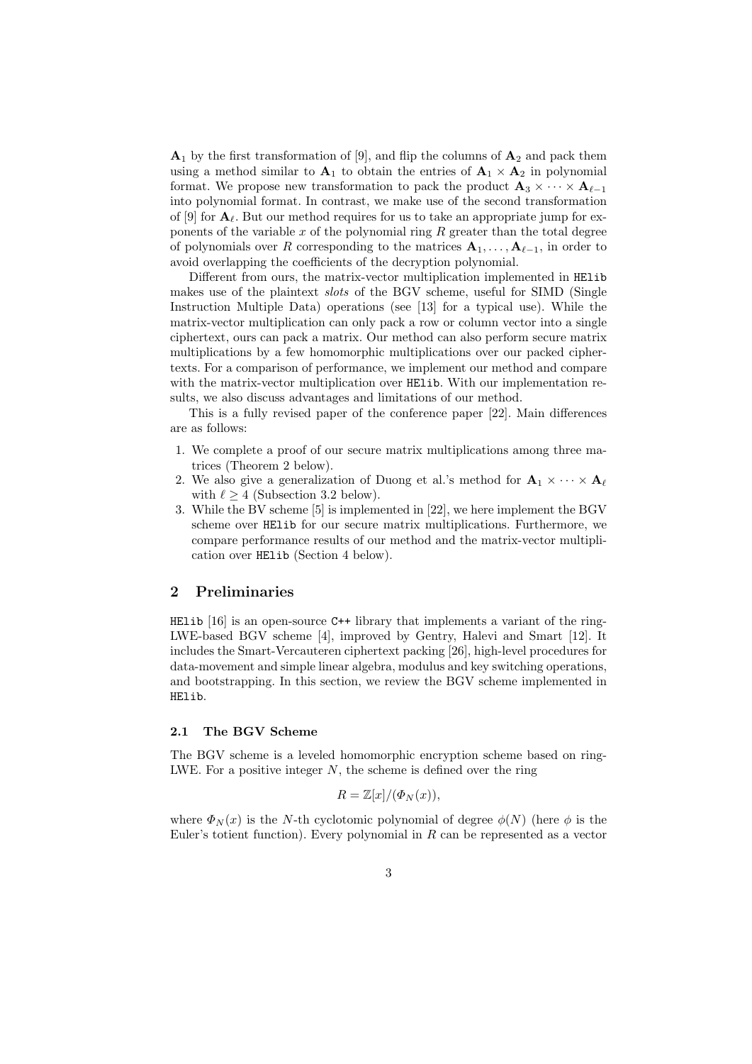$\mathbf{A}_1$ by the first transformation of [9], and flip the columns of $\mathbf{A}_2$ and pack them using a method similar to $\mathbf{A}_1$ to obtain the entries of $\mathbf{A}_1 \times \mathbf{A}_2$ in polynomial format. We propose new transformation to pack the product $\mathbf{A}_3 \times \cdots \times \mathbf{A}_{\ell-1}$ into polynomial format. In contrast, we make use of the second transformation of [9] for $\mathbf{A}_\ell$. But our method requires for us to take an appropriate jump for exponents of the variable $x$ of the polynomial ring $R$ greater than the total degree of polynomials over $R$ corresponding to the matrices $\mathbf{A}_1, \ldots, \mathbf{A}_{\ell-1}$, in order to avoid overlapping the coefficients of the decryption polynomial.

Different from ours, the matrix-vector multiplication implemented in `HElib` makes use of the plaintext *slots* of the BGV scheme, useful for SIMD (Single Instruction Multiple Data) operations (see [13] for a typical use). While the matrix-vector multiplication can only pack a row or column vector into a single ciphertext, ours can pack a matrix. Our method can also perform secure matrix multiplications by a few homomorphic multiplications over our packed ciphertexts. For a comparison of performance, we implement our method and compare with the matrix-vector multiplication over `HElib`. With our implementation results, we also discuss advantages and limitations of our method.

This is a fully revised paper of the conference paper [22]. Main differences are as follows:

1. We complete a proof of our secure matrix multiplications among three matrices (Theorem 2 below).
2. We also give a generalization of Duong et al.'s method for $\mathbf{A}_1 \times \cdots \times \mathbf{A}_\ell$ with $\ell \geq 4$ (Subsection 3.2 below).
3. While the BV scheme [5] is implemented in [22], we here implement the BGV scheme over `HElib` for our secure matrix multiplications. Furthermore, we compare performance results of our method and the matrix-vector multiplication over `HElib` (Section 4 below).

## 2 Preliminaries

`HElib` [16] is an open-source `C++` library that implements a variant of the ring-LWE-based BGV scheme [4], improved by Gentry, Halevi and Smart [12]. It includes the Smart-Vercauteren ciphertext packing [26], high-level procedures for data-movement and simple linear algebra, modulus and key switching operations, and bootstrapping. In this section, we review the BGV scheme implemented in `HElib`.

### 2.1 The BGV Scheme

The BGV scheme is a leveled homomorphic encryption scheme based on ring-LWE. For a positive integer $N$, the scheme is defined over the ring

$$R = \mathbb{Z}[x]/(\Phi_N(x)),$$

where $\Phi_N(x)$ is the $N$-th cyclotomic polynomial of degree $\phi(N)$ (here $\phi$ is the Euler's totient function). Every polynomial in $R$ can be represented as a vector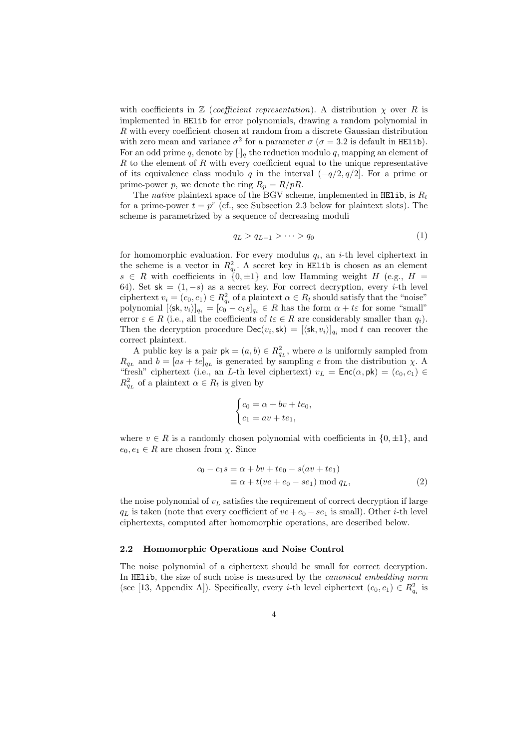with coefficients in $\mathbb{Z}$ (*coefficient representation*). A distribution $\chi$ over $R$ is implemented in HElib for error polynomials, drawing a random polynomial in $R$ with every coefficient chosen at random from a discrete Gaussian distribution with zero mean and variance $\sigma^2$ for a parameter $\sigma$ ($\sigma = 3.2$ is default in HElib). For an odd prime $q$, denote by $[\cdot]_q$ the reduction modulo $q$, mapping an element of $R$ to the element of $R$ with every coefficient equal to the unique representative of its equivalence class modulo $q$ in the interval $(-q/2, q/2]$. For a prime or prime-power $p$, we denote the ring $R_p = R/pR$.

The *native* plaintext space of the BGV scheme, implemented in HElib, is $R_t$ for a prime-power $t = p^r$ (cf., see Subsection 2.3 below for plaintext slots). The scheme is parametrized by a sequence of decreasing moduli

$$q_L > q_{L-1} > \cdots > q_0 \tag{1}$$

for homomorphic evaluation. For every modulus $q_i$, an $i$-th level ciphertext in the scheme is a vector in $R_{q_i}^2$. A secret key in HElib is chosen as an element $s \in R$ with coefficients in $\{0, \pm 1\}$ and low Hamming weight $H$ (e.g., $H = 64$). Set $\mathsf{sk} = (1, -s)$ as a secret key. For correct decryption, every $i$-th level ciphertext $v_i = (c_0, c_1) \in R_{q_i}^2$ of a plaintext $\alpha \in R_t$ should satisfy that the "noise" polynomial $[\langle \mathsf{sk}, v_i \rangle]_{q_i} = [c_0 - c_1 s]_{q_i} \in R$ has the form $\alpha + t\varepsilon$ for some "small" error $\varepsilon \in R$ (i.e., all the coefficients of $t\varepsilon \in R$ are considerably smaller than $q_i$). Then the decryption procedure $\mathsf{Dec}(v_i, \mathsf{sk}) = [\langle \mathsf{sk}, v_i \rangle]_{q_i} \bmod t$ can recover the correct plaintext.

A public key is a pair $\mathsf{pk} = (a, b) \in R_{q_L}^2$, where $a$ is uniformly sampled from $R_{q_L}$ and $b = [as + te]_{q_L}$ is generated by sampling $e$ from the distribution $\chi$. A "fresh" ciphertext (i.e., an $L$-th level ciphertext) $v_L = \mathsf{Enc}(\alpha, \mathsf{pk}) = (c_0, c_1) \in R_{q_L}^2$ of a plaintext $\alpha \in R_t$ is given by

$$\begin{cases} c_0 = \alpha + bv + te_0, \\ c_1 = av + te_1, \end{cases}$$

where $v \in R$ is a randomly chosen polynomial with coefficients in $\{0, \pm 1\}$, and $e_0, e_1 \in R$ are chosen from $\chi$. Since

$$\begin{aligned} c_0 - c_1 s &= \alpha + bv + te_0 - s(av + te_1) \\ &\equiv \alpha + t(ve + e_0 - se_1) \bmod q_L, \end{aligned} \tag{2}$$

the noise polynomial of $v_L$ satisfies the requirement of correct decryption if large $q_L$ is taken (note that every coefficient of $ve + e_0 - se_1$ is small). Other $i$-th level ciphertexts, computed after homomorphic operations, are described below.

### 2.2 Homomorphic Operations and Noise Control

The noise polynomial of a ciphertext should be small for correct decryption. In HElib, the size of such noise is measured by the *canonical embedding norm* (see [13, Appendix A]). Specifically, every $i$-th level ciphertext $(c_0, c_1) \in R_{q_i}^2$ is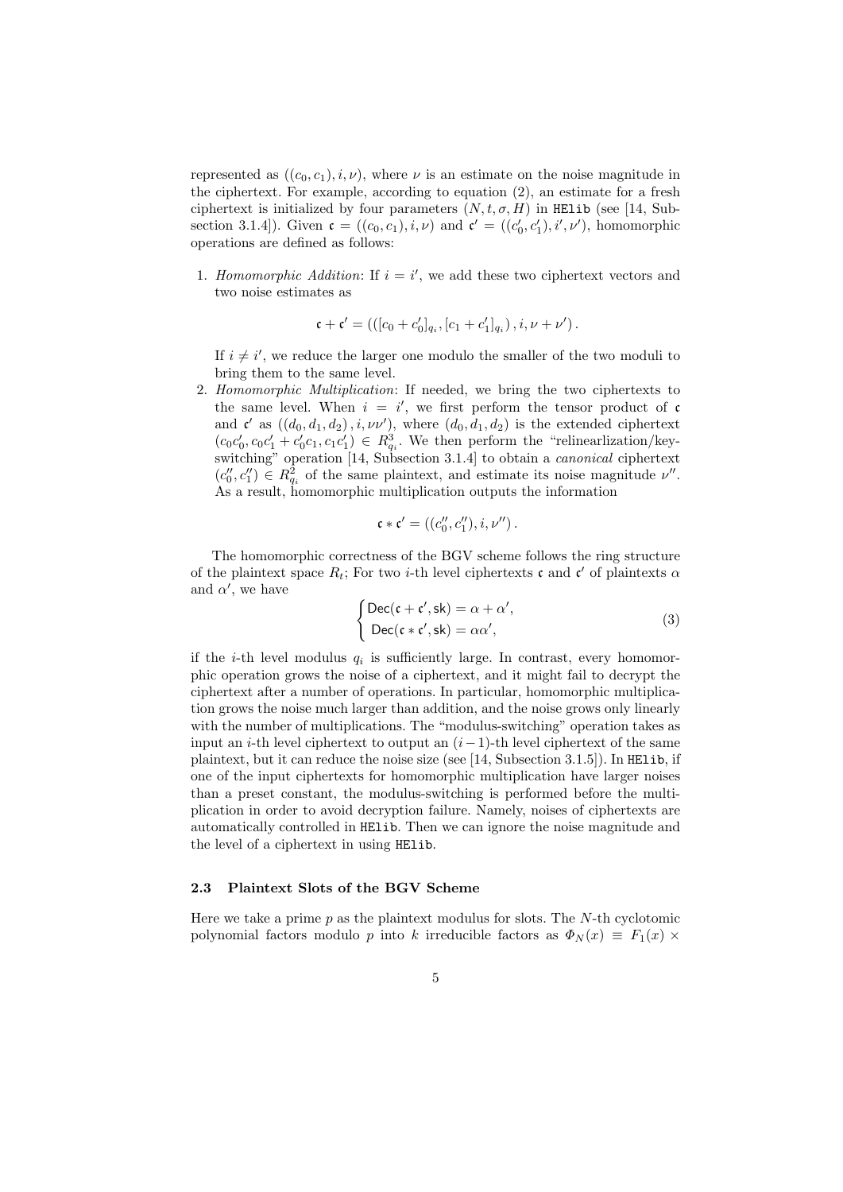represented as $((c_0, c_1), i, \nu)$, where $\nu$ is an estimate on the noise magnitude in the ciphertext. For example, according to equation (2), an estimate for a fresh ciphertext is initialized by four parameters $(N, t, \sigma, H)$ in `HElib` (see [14, Subsection 3.1.4]). Given $\mathfrak{c} = ((c_0, c_1), i, \nu)$ and $\mathfrak{c}' = ((c_0', c_1'), i', \nu')$, homomorphic operations are defined as follows:

1. *Homomorphic Addition*: If $i = i'$, we add these two ciphertext vectors and two noise estimates as

$$\mathfrak{c} + \mathfrak{c}' = \left(\left([c_0 + c_0']_{q_i}, [c_1 + c_1']_{q_i}\right), i, \nu + \nu'\right).$$

   If $i \neq i'$, we reduce the larger one modulo the smaller of the two moduli to bring them to the same level.

2. *Homomorphic Multiplication*: If needed, we bring the two ciphertexts to the same level. When $i = i'$, we first perform the tensor product of $\mathfrak{c}$ and $\mathfrak{c}'$ as $((d_0, d_1, d_2), i, \nu\nu')$, where $(d_0, d_1, d_2)$ is the extended ciphertext $(c_0c_0', c_0c_1' + c_0'c_1, c_1c_1') \in R_{q_i}^3$. We then perform the "relinearlization/key-switching" operation [14, Subsection 3.1.4] to obtain a *canonical* ciphertext $(c_0'', c_1'') \in R_{q_i}^2$ of the same plaintext, and estimate its noise magnitude $\nu''$. As a result, homomorphic multiplication outputs the information

$$\mathfrak{c} * \mathfrak{c}' = \left((c_0'', c_1''), i, \nu''\right).$$

The homomorphic correctness of the BGV scheme follows the ring structure of the plaintext space $R_t$; For two $i$-th level ciphertexts $\mathfrak{c}$ and $\mathfrak{c}'$ of plaintexts $\alpha$ and $\alpha'$, we have

$$\begin{cases} \mathsf{Dec}(\mathfrak{c} + \mathfrak{c}', \mathsf{sk}) = \alpha + \alpha', \\ \mathsf{Dec}(\mathfrak{c} * \mathfrak{c}', \mathsf{sk}) = \alpha\alpha', \end{cases} \tag{3}$$

if the $i$-th level modulus $q_i$ is sufficiently large. In contrast, every homomorphic operation grows the noise of a ciphertext, and it might fail to decrypt the ciphertext after a number of operations. In particular, homomorphic multiplication grows the noise much larger than addition, and the noise grows only linearly with the number of multiplications. The "modulus-switching" operation takes as input an $i$-th level ciphertext to output an $(i-1)$-th level ciphertext of the same plaintext, but it can reduce the noise size (see [14, Subsection 3.1.5]). In `HElib`, if one of the input ciphertexts for homomorphic multiplication have larger noises than a preset constant, the modulus-switching is performed before the multiplication in order to avoid decryption failure. Namely, noises of ciphertexts are automatically controlled in `HElib`. Then we can ignore the noise magnitude and the level of a ciphertext in using `HElib`.

### 2.3 Plaintext Slots of the BGV Scheme

Here we take a prime $p$ as the plaintext modulus for slots. The $N$-th cyclotomic polynomial factors modulo $p$ into $k$ irreducible factors as $\Phi_N(x) \equiv F_1(x) \times$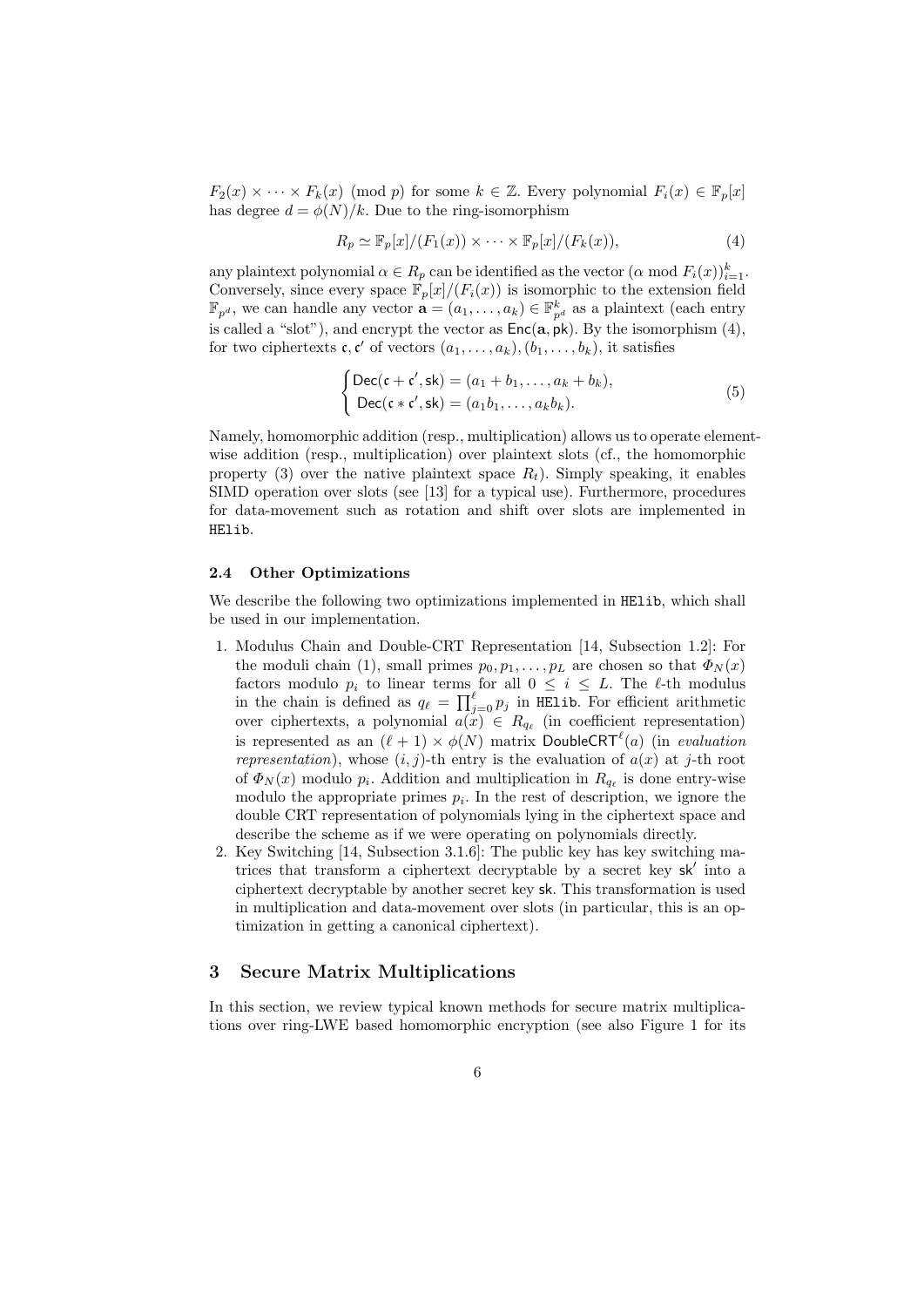$F_2(x) \times \cdots \times F_k(x) \pmod{p}$ for some $k \in \mathbb{Z}$. Every polynomial $F_i(x) \in \mathbb{F}_p[x]$ has degree $d = \phi(N)/k$. Due to the ring-isomorphism

$$R_p \simeq \mathbb{F}_p[x]/(F_1(x)) \times \cdots \times \mathbb{F}_p[x]/(F_k(x)), \tag{4}$$

any plaintext polynomial $\alpha \in R_p$ can be identified as the vector $(\alpha \bmod F_i(x))_{i=1}^k$. Conversely, since every space $\mathbb{F}_p[x]/(F_i(x))$ is isomorphic to the extension field $\mathbb{F}_{p^d}$, we can handle any vector $\mathbf{a} = (a_1, \ldots, a_k) \in \mathbb{F}_{p^d}^k$ as a plaintext (each entry is called a "slot"), and encrypt the vector as $\mathsf{Enc}(\mathbf{a}, \mathsf{pk})$. By the isomorphism (4), for two ciphertexts $\mathfrak{c}, \mathfrak{c}'$ of vectors $(a_1, \ldots, a_k), (b_1, \ldots, b_k)$, it satisfies

$$\begin{cases} \mathsf{Dec}(\mathfrak{c} + \mathfrak{c}', \mathsf{sk}) = (a_1 + b_1, \ldots, a_k + b_k), \\ \mathsf{Dec}(\mathfrak{c} * \mathfrak{c}', \mathsf{sk}) = (a_1 b_1, \ldots, a_k b_k). \end{cases} \tag{5}$$

Namely, homomorphic addition (resp., multiplication) allows us to operate element-wise addition (resp., multiplication) over plaintext slots (cf., the homomorphic property (3) over the native plaintext space $R_t$). Simply speaking, it enables SIMD operation over slots (see [13] for a typical use). Furthermore, procedures for data-movement such as rotation and shift over slots are implemented in `HElib`.

### 2.4 Other Optimizations

We describe the following two optimizations implemented in `HElib`, which shall be used in our implementation.

1. Modulus Chain and Double-CRT Representation [14, Subsection 1.2]: For the moduli chain (1), small primes $p_0, p_1, \ldots, p_L$ are chosen so that $\Phi_N(x)$ factors modulo $p_i$ to linear terms for all $0 \le i \le L$. The $\ell$-th modulus in the chain is defined as $q_\ell = \prod_{j=0}^{\ell} p_j$ in `HElib`. For efficient arithmetic over ciphertexts, a polynomial $a(x) \in R_{q_\ell}$ (in coefficient representation) is represented as an $(\ell+1) \times \phi(N)$ matrix $\mathsf{DoubleCRT}^\ell(a)$ (in *evaluation representation*), whose $(i, j)$-th entry is the evaluation of $a(x)$ at $j$-th root of $\Phi_N(x)$ modulo $p_i$. Addition and multiplication in $R_{q_\ell}$ is done entry-wise modulo the appropriate primes $p_i$. In the rest of description, we ignore the double CRT representation of polynomials lying in the ciphertext space and describe the scheme as if we were operating on polynomials directly.
2. Key Switching [14, Subsection 3.1.6]: The public key has key switching matrices that transform a ciphertext decryptable by a secret key $\mathsf{sk}'$ into a ciphertext decryptable by another secret key $\mathsf{sk}$. This transformation is used in multiplication and data-movement over slots (in particular, this is an optimization in getting a canonical ciphertext).

## 3 Secure Matrix Multiplications

In this section, we review typical known methods for secure matrix multiplications over ring-LWE based homomorphic encryption (see also Figure 1 for its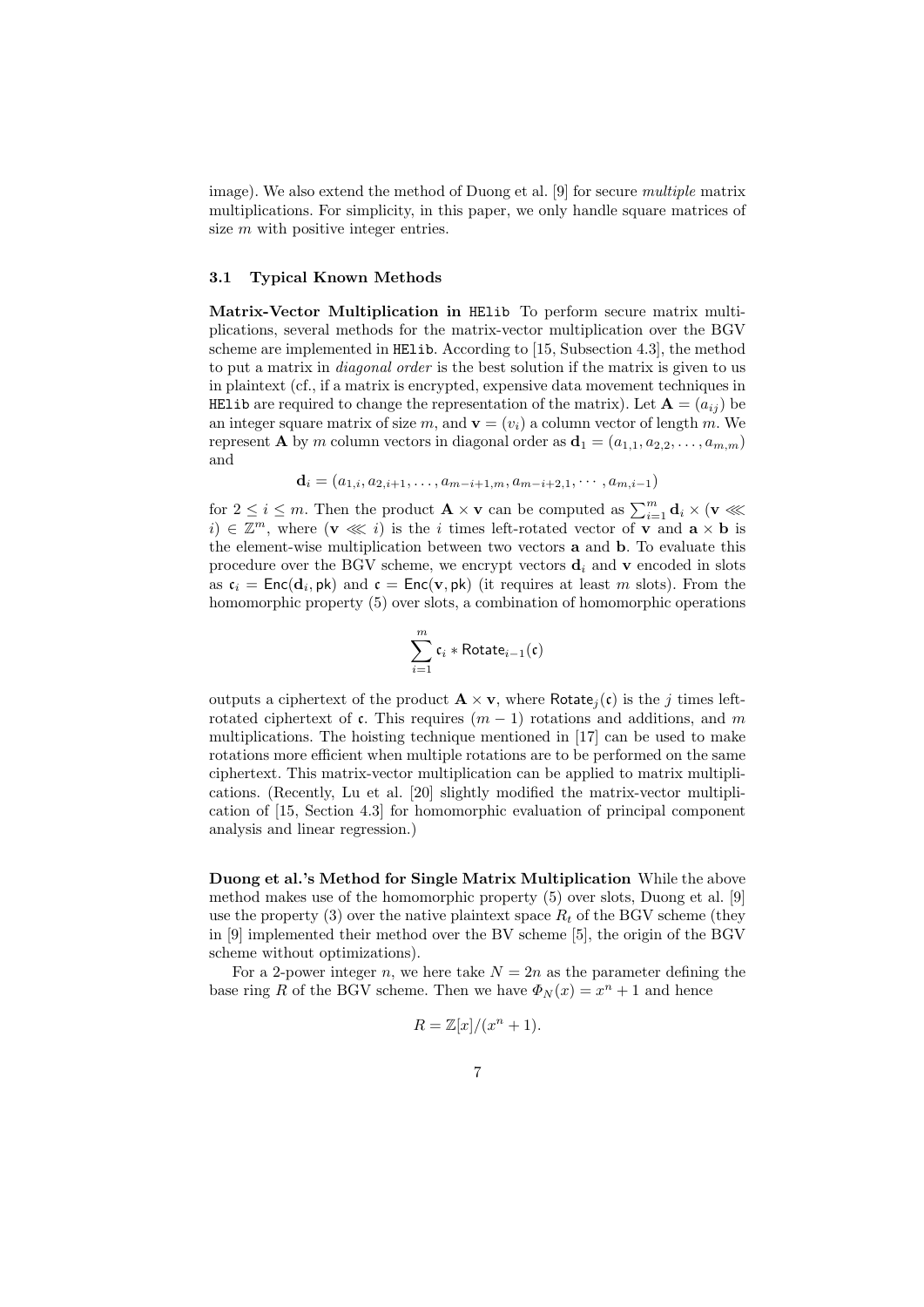image). We also extend the method of Duong et al. [9] for secure *multiple* matrix multiplications. For simplicity, in this paper, we only handle square matrices of size $m$ with positive integer entries.

### 3.1 Typical Known Methods

**Matrix-Vector Multiplication in HElib** To perform secure matrix multiplications, several methods for the matrix-vector multiplication over the BGV scheme are implemented in HElib. According to [15, Subsection 4.3], the method to put a matrix in *diagonal order* is the best solution if the matrix is given to us in plaintext (cf., if a matrix is encrypted, expensive data movement techniques in HElib are required to change the representation of the matrix). Let $\mathbf{A} = (a_{ij})$ be an integer square matrix of size $m$, and $\mathbf{v} = (v_i)$ a column vector of length $m$. We represent $\mathbf{A}$ by $m$ column vectors in diagonal order as $\mathbf{d}_1 = (a_{1,1}, a_{2,2}, \ldots, a_{m,m})$ and

$$\mathbf{d}_i = (a_{1,i}, a_{2,i+1}, \ldots, a_{m-i+1,m}, a_{m-i+2,1}, \cdots, a_{m,i-1})$$

for $2 \leq i \leq m$. Then the product $\mathbf{A} \times \mathbf{v}$ can be computed as $\sum_{i=1}^{m} \mathbf{d}_i \times (\mathbf{v} \lll i) \in \mathbb{Z}^m$, where $(\mathbf{v} \lll i)$ is the $i$ times left-rotated vector of $\mathbf{v}$ and $\mathbf{a} \times \mathbf{b}$ is the element-wise multiplication between two vectors $\mathbf{a}$ and $\mathbf{b}$. To evaluate this procedure over the BGV scheme, we encrypt vectors $\mathbf{d}_i$ and $\mathbf{v}$ encoded in slots as $\mathfrak{c}_i = \mathsf{Enc}(\mathbf{d}_i, \mathsf{pk})$ and $\mathfrak{c} = \mathsf{Enc}(\mathbf{v}, \mathsf{pk})$ (it requires at least $m$ slots). From the homomorphic property (5) over slots, a combination of homomorphic operations

$$\sum_{i=1}^{m} \mathfrak{c}_i * \mathsf{Rotate}_{i-1}(\mathfrak{c})$$

outputs a ciphertext of the product $\mathbf{A} \times \mathbf{v}$, where $\mathsf{Rotate}_j(\mathfrak{c})$ is the $j$ times left-rotated ciphertext of $\mathfrak{c}$. This requires $(m-1)$ rotations and additions, and $m$ multiplications. The hoisting technique mentioned in [17] can be used to make rotations more efficient when multiple rotations are to be performed on the same ciphertext. This matrix-vector multiplication can be applied to matrix multiplications. (Recently, Lu et al. [20] slightly modified the matrix-vector multiplication of [15, Section 4.3] for homomorphic evaluation of principal component analysis and linear regression.)

**Duong et al.'s Method for Single Matrix Multiplication** While the above method makes use of the homomorphic property (5) over slots, Duong et al. [9] use the property (3) over the native plaintext space $R_t$ of the BGV scheme (they in [9] implemented their method over the BV scheme [5], the origin of the BGV scheme without optimizations).

For a 2-power integer $n$, we here take $N = 2n$ as the parameter defining the base ring $R$ of the BGV scheme. Then we have $\Phi_N(x) = x^n + 1$ and hence

$$R = \mathbb{Z}[x]/(x^n + 1).$$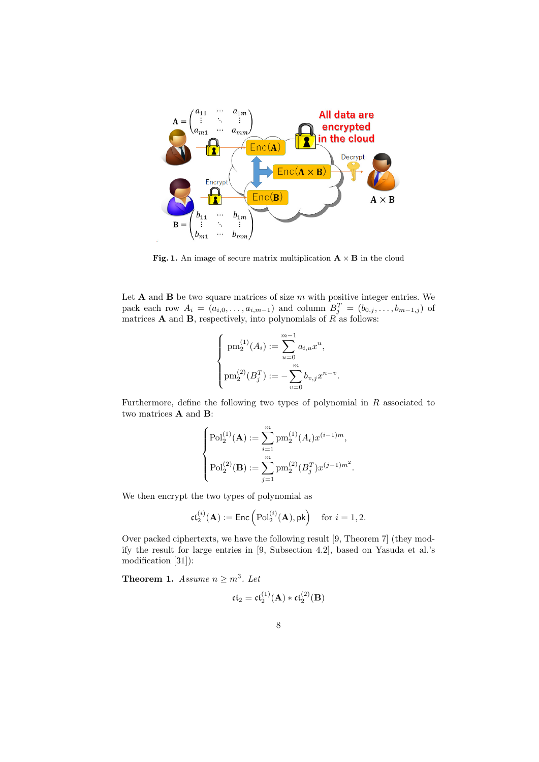**Fig. 1.** An image of secure matrix multiplication $\mathbf{A} \times \mathbf{B}$ in the cloud

Let $\mathbf{A}$ and $\mathbf{B}$ be two square matrices of size $m$ with positive integer entries. We pack each row $A_i = (a_{i,0}, \ldots, a_{i,m-1})$ and column $B_j^T = (b_{0,j}, \ldots, b_{m-1,j})$ of matrices $\mathbf{A}$ and $\mathbf{B}$, respectively, into polynomials of $R$ as follows:

$$\begin{cases} \mathrm{pm}_2^{(1)}(A_i) := \displaystyle\sum_{u=0}^{m-1} a_{i,u} x^u, \\ \mathrm{pm}_2^{(2)}(B_j^T) := -\displaystyle\sum_{v=0}^{m} b_{v,j} x^{n-v}. \end{cases}$$

Furthermore, define the following two types of polynomial in $R$ associated to two matrices $\mathbf{A}$ and $\mathbf{B}$:

$$\begin{cases} \mathrm{Pol}_2^{(1)}(\mathbf{A}) := \displaystyle\sum_{i=1}^{m} \mathrm{pm}_2^{(1)}(A_i) x^{(i-1)m}, \\ \mathrm{Pol}_2^{(2)}(\mathbf{B}) := \displaystyle\sum_{j=1}^{m} \mathrm{pm}_2^{(2)}(B_j^T) x^{(j-1)m^2}. \end{cases}$$

We then encrypt the two types of polynomial as

$$\mathfrak{ct}_2^{(i)}(\mathbf{A}) := \mathsf{Enc}\left(\mathrm{Pol}_2^{(i)}(\mathbf{A}), \mathsf{pk}\right) \quad \text{for } i = 1, 2.$$

Over packed ciphertexts, we have the following result [9, Theorem 7] (they modify the result for large entries in [9, Subsection 4.2], based on Yasuda et al.'s modification [31]):

**Theorem 1.** *Assume $n \geq m^3$. Let*

$$\mathfrak{ct}_2 = \mathfrak{ct}_2^{(1)}(\mathbf{A}) * \mathfrak{ct}_2^{(2)}(\mathbf{B})$$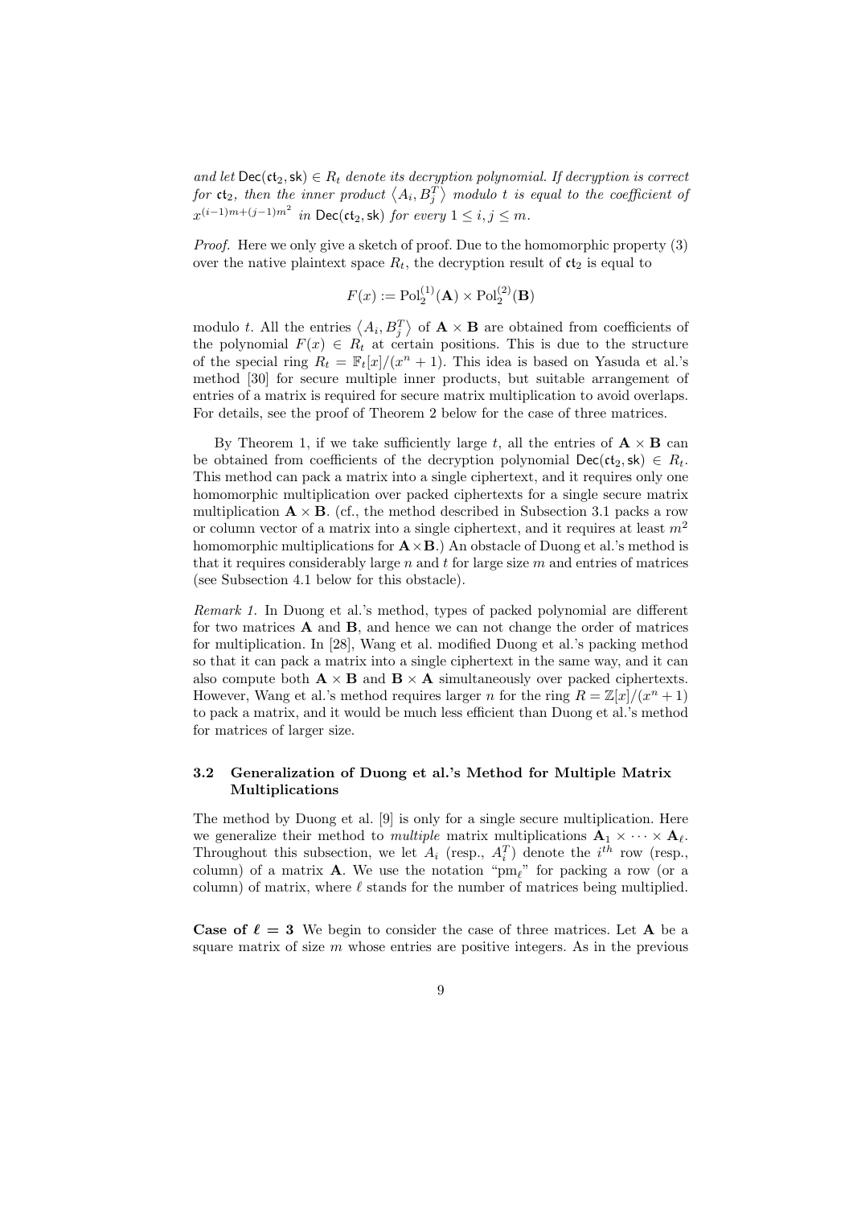*and let* $\mathsf{Dec}(\mathfrak{ct}_2, \mathsf{sk}) \in R_t$ *denote its decryption polynomial. If decryption is correct for* $\mathfrak{ct}_2$*, then the inner product* $\langle A_i, B_j^T \rangle$ *modulo* $t$ *is equal to the coefficient of* $x^{(i-1)m+(j-1)m^2}$ *in* $\mathsf{Dec}(\mathfrak{ct}_2, \mathsf{sk})$ *for every* $1 \le i, j \le m$*.*

*Proof.* Here we only give a sketch of proof. Due to the homomorphic property (3) over the native plaintext space $R_t$, the decryption result of $\mathfrak{ct}_2$ is equal to

$$F(x) := \mathrm{Pol}_2^{(1)}(\mathbf{A}) \times \mathrm{Pol}_2^{(2)}(\mathbf{B})$$

modulo $t$. All the entries $\langle A_i, B_j^T \rangle$ of $\mathbf{A} \times \mathbf{B}$ are obtained from coefficients of the polynomial $F(x) \in R_t$ at certain positions. This is due to the structure of the special ring $R_t = \mathbb{F}_t[x]/(x^n + 1)$. This idea is based on Yasuda et al.'s method [30] for secure multiple inner products, but suitable arrangement of entries of a matrix is required for secure matrix multiplication to avoid overlaps. For details, see the proof of Theorem 2 below for the case of three matrices.

By Theorem 1, if we take sufficiently large $t$, all the entries of $\mathbf{A} \times \mathbf{B}$ can be obtained from coefficients of the decryption polynomial $\mathsf{Dec}(\mathfrak{ct}_2, \mathsf{sk}) \in R_t$. This method can pack a matrix into a single ciphertext, and it requires only one homomorphic multiplication over packed ciphertexts for a single secure matrix multiplication $\mathbf{A} \times \mathbf{B}$. (cf., the method described in Subsection 3.1 packs a row or column vector of a matrix into a single ciphertext, and it requires at least $m^2$ homomorphic multiplications for $\mathbf{A} \times \mathbf{B}$.) An obstacle of Duong et al.'s method is that it requires considerably large $n$ and $t$ for large size $m$ and entries of matrices (see Subsection 4.1 below for this obstacle).

*Remark 1.* In Duong et al.'s method, types of packed polynomial are different for two matrices $\mathbf{A}$ and $\mathbf{B}$, and hence we can not change the order of matrices for multiplication. In [28], Wang et al. modified Duong et al.'s packing method so that it can pack a matrix into a single ciphertext in the same way, and it can also compute both $\mathbf{A} \times \mathbf{B}$ and $\mathbf{B} \times \mathbf{A}$ simultaneously over packed ciphertexts. However, Wang et al.'s method requires larger $n$ for the ring $R = \mathbb{Z}[x]/(x^n + 1)$ to pack a matrix, and it would be much less efficient than Duong et al.'s method for matrices of larger size.

### 3.2 Generalization of Duong et al.'s Method for Multiple Matrix Multiplications

The method by Duong et al. [9] is only for a single secure multiplication. Here we generalize their method to *multiple* matrix multiplications $\mathbf{A}_1 \times \cdots \times \mathbf{A}_\ell$. Throughout this subsection, we let $A_i$ (resp., $A_i^T$) denote the $i^{th}$ row (resp., column) of a matrix $\mathbf{A}$. We use the notation "$\mathrm{pm}_\ell$" for packing a row (or a column) of matrix, where $\ell$ stands for the number of matrices being multiplied.

**Case of $\ell = 3$** We begin to consider the case of three matrices. Let $\mathbf{A}$ be a square matrix of size $m$ whose entries are positive integers. As in the previous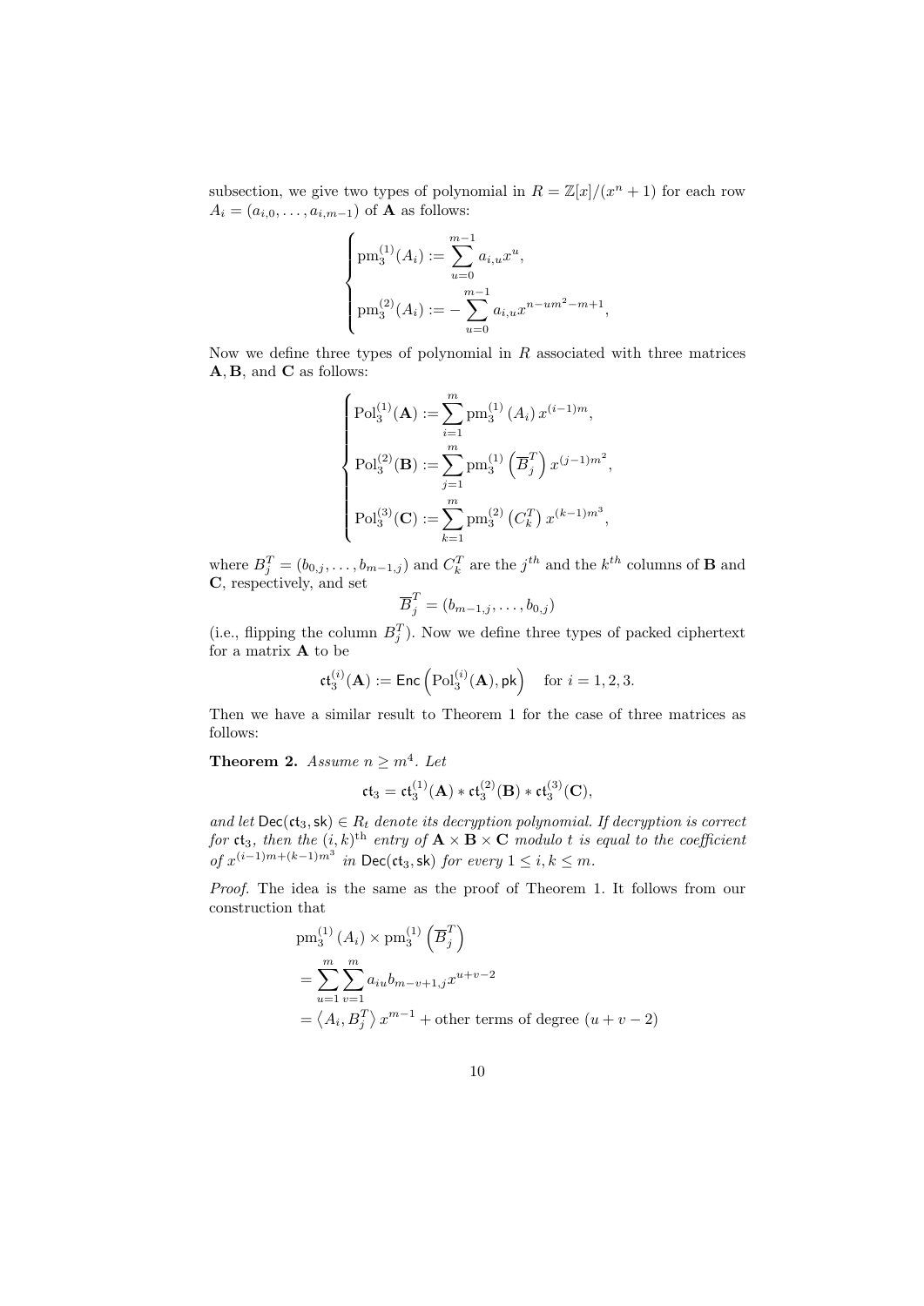subsection, we give two types of polynomial in $R = \mathbb{Z}[x]/(x^n+1)$ for each row $A_i = (a_{i,0}, \ldots, a_{i,m-1})$ of $\mathbf{A}$ as follows:

$$
\begin{cases}
\mathrm{pm}_3^{(1)}(A_i) := \displaystyle\sum_{u=0}^{m-1} a_{i,u} x^u, \\
\mathrm{pm}_3^{(2)}(A_i) := -\displaystyle\sum_{u=0}^{m-1} a_{i,u} x^{n-um^2-m+1},
\end{cases}
$$

Now we define three types of polynomial in $R$ associated with three matrices $\mathbf{A}, \mathbf{B}$, and $\mathbf{C}$ as follows:

$$
\begin{cases}
\mathrm{Pol}_3^{(1)}(\mathbf{A}) := \displaystyle\sum_{i=1}^{m} \mathrm{pm}_3^{(1)}(A_i)\, x^{(i-1)m}, \\
\mathrm{Pol}_3^{(2)}(\mathbf{B}) := \displaystyle\sum_{j=1}^{m} \mathrm{pm}_3^{(1)}\left(\overline{B}_j^T\right) x^{(j-1)m^2}, \\
\mathrm{Pol}_3^{(3)}(\mathbf{C}) := \displaystyle\sum_{k=1}^{m} \mathrm{pm}_3^{(2)}\left(C_k^T\right) x^{(k-1)m^3},
\end{cases}
$$

where $B_j^T = (b_{0,j}, \ldots, b_{m-1,j})$ and $C_k^T$ are the $j^{th}$ and the $k^{th}$ columns of $\mathbf{B}$ and $\mathbf{C}$, respectively, and set

$$\overline{B}_j^T = (b_{m-1,j}, \ldots, b_{0,j})$$

(i.e., flipping the column $B_j^T$). Now we define three types of packed ciphertext for a matrix $\mathbf{A}$ to be

$$\mathfrak{ct}_3^{(i)}(\mathbf{A}) := \mathsf{Enc}\left(\mathrm{Pol}_3^{(i)}(\mathbf{A}), \mathsf{pk}\right) \quad \text{for } i = 1, 2, 3.$$

Then we have a similar result to Theorem 1 for the case of three matrices as follows:

**Theorem 2.** *Assume $n \geq m^4$. Let*

$$\mathfrak{ct}_3 = \mathfrak{ct}_3^{(1)}(\mathbf{A}) * \mathfrak{ct}_3^{(2)}(\mathbf{B}) * \mathfrak{ct}_3^{(3)}(\mathbf{C}),$$

*and let $\mathsf{Dec}(\mathfrak{ct}_3, \mathsf{sk}) \in R_t$ denote its decryption polynomial. If decryption is correct for $\mathfrak{ct}_3$, then the $(i,k)^{\text{th}}$ entry of $\mathbf{A} \times \mathbf{B} \times \mathbf{C}$ modulo $t$ is equal to the coefficient of $x^{(i-1)m+(k-1)m^3}$ in $\mathsf{Dec}(\mathfrak{ct}_3, \mathsf{sk})$ for every $1 \leq i, k \leq m$.*

*Proof.* The idea is the same as the proof of Theorem 1. It follows from our construction that

$$
\begin{aligned}
&\mathrm{pm}_3^{(1)}(A_i) \times \mathrm{pm}_3^{(1)}\left(\overline{B}_j^T\right) \\
&= \sum_{u=1}^{m} \sum_{v=1}^{m} a_{iu} b_{m-v+1,j} x^{u+v-2} \\
&= \left\langle A_i, B_j^T \right\rangle x^{m-1} + \text{other terms of degree } (u+v-2)
\end{aligned}
$$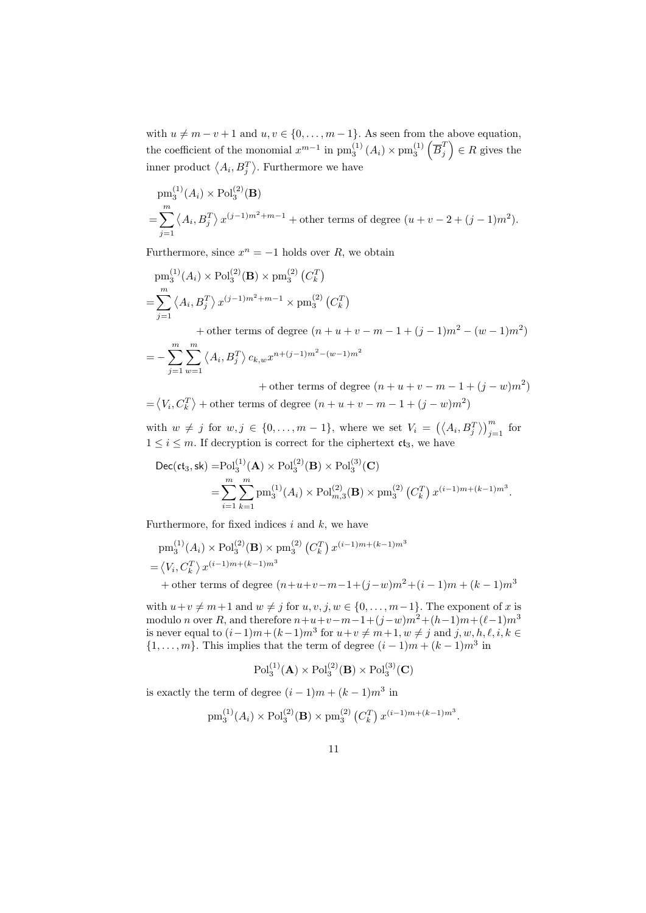with $u \neq m-v+1$ and $u, v \in \{0, \ldots, m-1\}$. As seen from the above equation, the coefficient of the monomial $x^{m-1}$ in $\mathrm{pm}_3^{(1)}(A_i) \times \mathrm{pm}_3^{(1)}\left(\overline{B}_j^T\right) \in R$ gives the inner product $\left\langle A_i, B_j^T \right\rangle$. Furthermore we have

$$
\begin{aligned}
&\mathrm{pm}_3^{(1)}(A_i) \times \mathrm{Pol}_3^{(2)}(\mathbf{B}) \\
=&\sum_{j=1}^{m} \left\langle A_i, B_j^T \right\rangle x^{(j-1)m^2+m-1} + \text{other terms of degree } (u+v-2+(j-1)m^2).
\end{aligned}
$$

Furthermore, since $x^n = -1$ holds over $R$, we obtain

$$
\begin{aligned}
&\mathrm{pm}_3^{(1)}(A_i) \times \mathrm{Pol}_3^{(2)}(\mathbf{B}) \times \mathrm{pm}_3^{(2)}\left(C_k^T\right) \\
=&\sum_{j=1}^{m} \left\langle A_i, B_j^T \right\rangle x^{(j-1)m^2+m-1} \times \mathrm{pm}_3^{(2)}\left(C_k^T\right) \\
&\qquad + \text{other terms of degree } (n+u+v-m-1+(j-1)m^2-(w-1)m^2) \\
=&-\sum_{j=1}^{m}\sum_{w=1}^{m} \left\langle A_i, B_j^T \right\rangle c_{k,w} x^{n+(j-1)m^2-(w-1)m^2} \\
&\qquad + \text{other terms of degree } (n+u+v-m-1+(j-w)m^2) \\
=&\left\langle V_i, C_k^T \right\rangle + \text{other terms of degree } (n+u+v-m-1+(j-w)m^2)
\end{aligned}
$$

with $w \neq j$ for $w, j \in \{0, \ldots, m-1\}$, where we set $V_i = \left(\left\langle A_i, B_j^T \right\rangle\right)_{j=1}^m$ for $1 \leq i \leq m$. If decryption is correct for the ciphertext $\mathfrak{ct}_3$, we have

$$
\begin{aligned}
\mathsf{Dec}(\mathfrak{ct}_3, \mathsf{sk}) =& \mathrm{Pol}_3^{(1)}(\mathbf{A}) \times \mathrm{Pol}_3^{(2)}(\mathbf{B}) \times \mathrm{Pol}_3^{(3)}(\mathbf{C}) \\
=& \sum_{i=1}^{m}\sum_{k=1}^{m} \mathrm{pm}_3^{(1)}(A_i) \times \mathrm{Pol}_{m,3}^{(2)}(\mathbf{B}) \times \mathrm{pm}_3^{(2)}\left(C_k^T\right) x^{(i-1)m+(k-1)m^3}.
\end{aligned}
$$

Furthermore, for fixed indices $i$ and $k$, we have

$$
\begin{aligned}
&\mathrm{pm}_3^{(1)}(A_i) \times \mathrm{Pol}_3^{(2)}(\mathbf{B}) \times \mathrm{pm}_3^{(2)}\left(C_k^T\right) x^{(i-1)m+(k-1)m^3} \\
=&\left\langle V_i, C_k^T \right\rangle x^{(i-1)m+(k-1)m^3} \\
&+ \text{other terms of degree } (n+u+v-m-1+(j-w)m^2+(i-1)m+(k-1)m^3
\end{aligned}
$$

with $u+v \neq m+1$ and $w \neq j$ for $u, v, j, w \in \{0, \ldots, m-1\}$. The exponent of $x$ is modulo $n$ over $R$, and therefore $n+u+v-m-1+(j-w)m^2+(h-1)m+(\ell-1)m^3$ is never equal to $(i-1)m+(k-1)m^3$ for $u+v \neq m+1, w \neq j$ and $j, w, h, \ell, i, k \in \{1, \ldots, m\}$. This implies that the term of degree $(i-1)m+(k-1)m^3$ in

$$
\mathrm{Pol}_3^{(1)}(\mathbf{A}) \times \mathrm{Pol}_3^{(2)}(\mathbf{B}) \times \mathrm{Pol}_3^{(3)}(\mathbf{C})
$$

is exactly the term of degree $(i-1)m+(k-1)m^3$ in

$$
\mathrm{pm}_3^{(1)}(A_i) \times \mathrm{Pol}_3^{(2)}(\mathbf{B}) \times \mathrm{pm}_3^{(2)}\left(C_k^T\right) x^{(i-1)m+(k-1)m^3}.
$$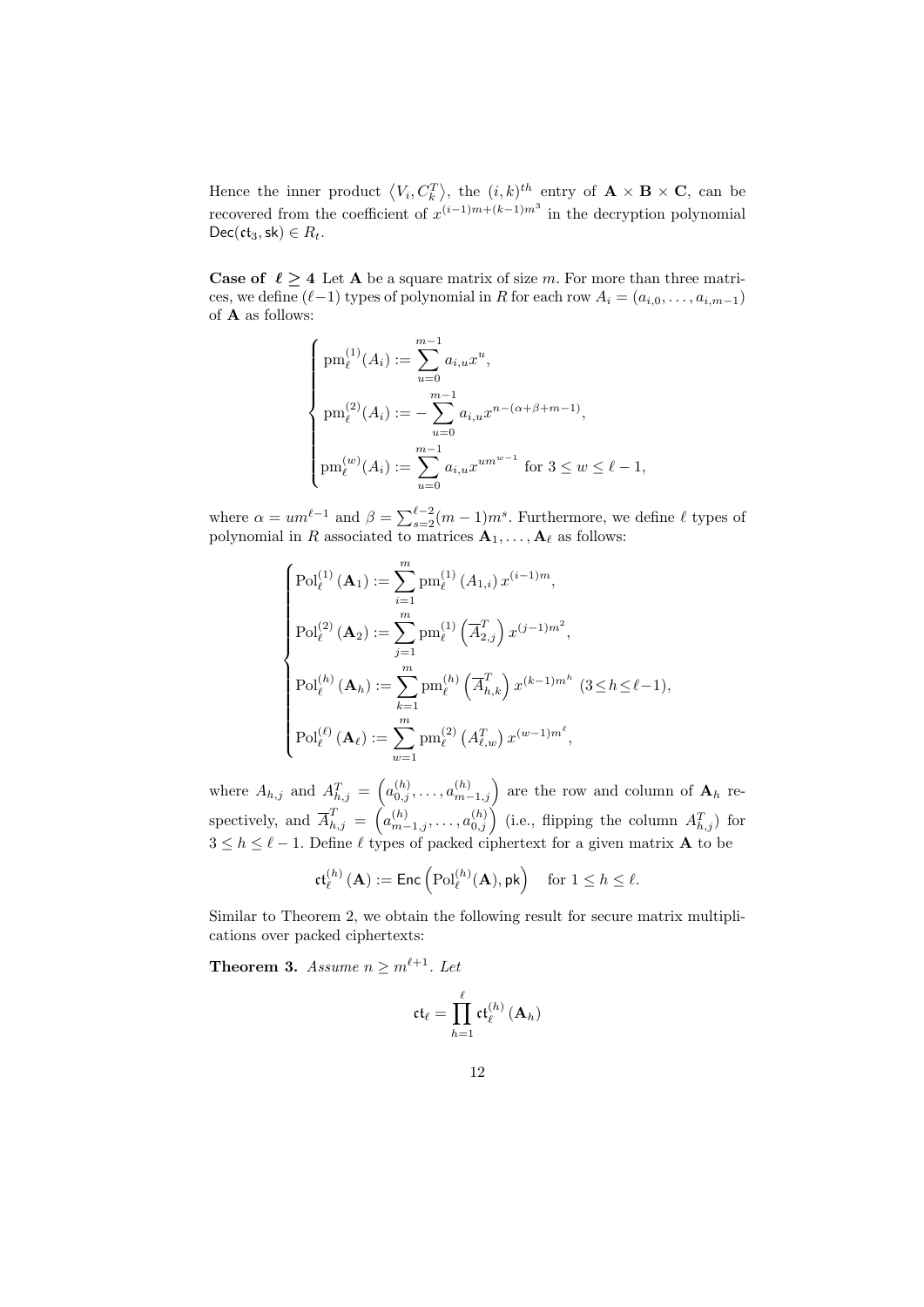Hence the inner product $\langle V_i, C_k^T \rangle$, the $(i,k)^{th}$ entry of $\mathbf{A} \times \mathbf{B} \times \mathbf{C}$, can be recovered from the coefficient of $x^{(i-1)m+(k-1)m^3}$ in the decryption polynomial $\mathsf{Dec}(\mathfrak{ct}_3, \mathsf{sk}) \in R_t$.

**Case of $\ell \geq 4$** Let $\mathbf{A}$ be a square matrix of size $m$. For more than three matrices, we define $(\ell-1)$ types of polynomial in $R$ for each row $A_i = (a_{i,0}, \ldots, a_{i,m-1})$ of $\mathbf{A}$ as follows:

$$\begin{cases} \mathrm{pm}_\ell^{(1)}(A_i) := \displaystyle\sum_{u=0}^{m-1} a_{i,u} x^u, \\ \mathrm{pm}_\ell^{(2)}(A_i) := -\displaystyle\sum_{u=0}^{m-1} a_{i,u} x^{n-(\alpha+\beta+m-1)}, \\ \mathrm{pm}_\ell^{(w)}(A_i) := \displaystyle\sum_{u=0}^{m-1} a_{i,u} x^{um^{w-1}} \text{ for } 3 \leq w \leq \ell-1, \end{cases}$$

where $\alpha = um^{\ell-1}$ and $\beta = \sum_{s=2}^{\ell-2}(m-1)m^s$. Furthermore, we define $\ell$ types of polynomial in $R$ associated to matrices $\mathbf{A}_1, \ldots, \mathbf{A}_\ell$ as follows:

$$\begin{cases} \mathrm{Pol}_\ell^{(1)}(\mathbf{A}_1) := \displaystyle\sum_{i=1}^{m} \mathrm{pm}_\ell^{(1)}(A_{1,i})\, x^{(i-1)m}, \\ \mathrm{Pol}_\ell^{(2)}(\mathbf{A}_2) := \displaystyle\sum_{j=1}^{m} \mathrm{pm}_\ell^{(1)}\left(\overline{A}_{2,j}^T\right) x^{(j-1)m^2}, \\ \mathrm{Pol}_\ell^{(h)}(\mathbf{A}_h) := \displaystyle\sum_{k=1}^{m} \mathrm{pm}_\ell^{(h)}\left(\overline{A}_{h,k}^T\right) x^{(k-1)m^h} \ (3 \leq h \leq \ell-1), \\ \mathrm{Pol}_\ell^{(\ell)}(\mathbf{A}_\ell) := \displaystyle\sum_{w=1}^{m} \mathrm{pm}_\ell^{(2)}\left(A_{\ell,w}^T\right) x^{(w-1)m^\ell}, \end{cases}$$

where $A_{h,j}$ and $A_{h,j}^T = \left(a_{0,j}^{(h)}, \ldots, a_{m-1,j}^{(h)}\right)$ are the row and column of $\mathbf{A}_h$ respectively, and $\overline{A}_{h,j}^T = \left(a_{m-1,j}^{(h)}, \ldots, a_{0,j}^{(h)}\right)$ (i.e., flipping the column $A_{h,j}^T$) for $3 \leq h \leq \ell-1$. Define $\ell$ types of packed ciphertext for a given matrix $\mathbf{A}$ to be

$$\mathfrak{ct}_\ell^{(h)}(\mathbf{A}) := \mathsf{Enc}\left(\mathrm{Pol}_\ell^{(h)}(\mathbf{A}), \mathsf{pk}\right) \quad \text{for } 1 \leq h \leq \ell.$$

Similar to Theorem 2, we obtain the following result for secure matrix multiplications over packed ciphertexts:

**Theorem 3.** *Assume $n \geq m^{\ell+1}$. Let*

$$\mathfrak{ct}_\ell = \prod_{h=1}^{\ell} \mathfrak{ct}_\ell^{(h)}(\mathbf{A}_h)$$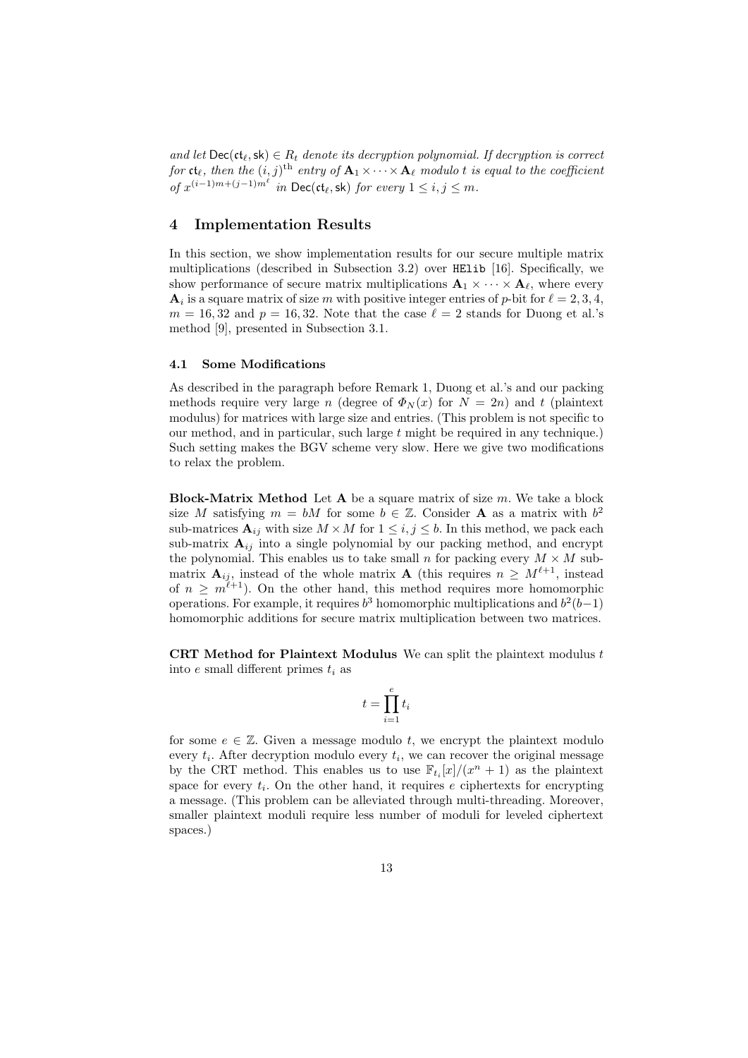*and let* $\mathsf{Dec}(\mathfrak{ct}_\ell, \mathsf{sk}) \in R_t$ *denote its decryption polynomial. If decryption is correct for* $\mathfrak{ct}_\ell$*, then the* $(i,j)^{\text{th}}$ *entry of* $\mathbf{A}_1 \times \cdots \times \mathbf{A}_\ell$ *modulo* $t$ *is equal to the coefficient of* $x^{(i-1)m+(j-1)m^\ell}$ *in* $\mathsf{Dec}(\mathfrak{ct}_\ell, \mathsf{sk})$ *for every* $1 \leq i, j \leq m$*.*

## 4 Implementation Results

In this section, we show implementation results for our secure multiple matrix multiplications (described in Subsection 3.2) over HElib [16]. Specifically, we show performance of secure matrix multiplications $\mathbf{A}_1 \times \cdots \times \mathbf{A}_\ell$, where every $\mathbf{A}_i$ is a square matrix of size $m$ with positive integer entries of $p$-bit for $\ell = 2, 3, 4$, $m = 16, 32$ and $p = 16, 32$. Note that the case $\ell = 2$ stands for Duong et al.'s method [9], presented in Subsection 3.1.

### 4.1 Some Modifications

As described in the paragraph before Remark 1, Duong et al.'s and our packing methods require very large $n$ (degree of $\Phi_N(x)$ for $N = 2n$) and $t$ (plaintext modulus) for matrices with large size and entries. (This problem is not specific to our method, and in particular, such large $t$ might be required in any technique.) Such setting makes the BGV scheme very slow. Here we give two modifications to relax the problem.

**Block-Matrix Method** Let $\mathbf{A}$ be a square matrix of size $m$. We take a block size $M$ satisfying $m = bM$ for some $b \in \mathbb{Z}$. Consider $\mathbf{A}$ as a matrix with $b^2$ sub-matrices $\mathbf{A}_{ij}$ with size $M \times M$ for $1 \leq i, j \leq b$. In this method, we pack each sub-matrix $\mathbf{A}_{ij}$ into a single polynomial by our packing method, and encrypt the polynomial. This enables us to take small $n$ for packing every $M \times M$ sub-matrix $\mathbf{A}_{ij}$, instead of the whole matrix $\mathbf{A}$ (this requires $n \geq M^{\ell+1}$, instead of $n \geq m^{\ell+1}$). On the other hand, this method requires more homomorphic operations. For example, it requires $b^3$ homomorphic multiplications and $b^2(b-1)$ homomorphic additions for secure matrix multiplication between two matrices.

**CRT Method for Plaintext Modulus** We can split the plaintext modulus $t$ into $e$ small different primes $t_i$ as

$$t = \prod_{i=1}^{e} t_i$$

for some $e \in \mathbb{Z}$. Given a message modulo $t$, we encrypt the plaintext modulo every $t_i$. After decryption modulo every $t_i$, we can recover the original message by the CRT method. This enables us to use $\mathbb{F}_{t_i}[x]/(x^n + 1)$ as the plaintext space for every $t_i$. On the other hand, it requires $e$ ciphertexts for encrypting a message. (This problem can be alleviated through multi-threading. Moreover, smaller plaintext moduli require less number of moduli for leveled ciphertext spaces.)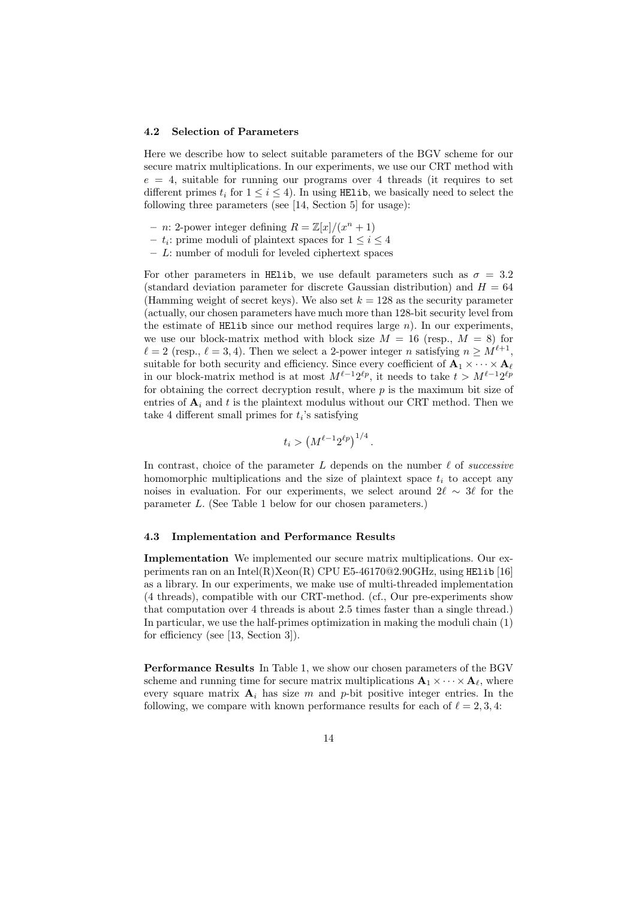### 4.2 Selection of Parameters

Here we describe how to select suitable parameters of the BGV scheme for our secure matrix multiplications. In our experiments, we use our CRT method with $e = 4$, suitable for running our programs over 4 threads (it requires to set different primes $t_i$ for $1 \leq i \leq 4$). In using HElib, we basically need to select the following three parameters (see [14, Section 5] for usage):

- $n$: 2-power integer defining $R = \mathbb{Z}[x]/(x^n + 1)$
- $t_i$: prime moduli of plaintext spaces for $1 \leq i \leq 4$
- $L$: number of moduli for leveled ciphertext spaces

For other parameters in HElib, we use default parameters such as $\sigma = 3.2$ (standard deviation parameter for discrete Gaussian distribution) and $H = 64$ (Hamming weight of secret keys). We also set $k = 128$ as the security parameter (actually, our chosen parameters have much more than 128-bit security level from the estimate of HElib since our method requires large $n$). In our experiments, we use our block-matrix method with block size $M = 16$ (resp., $M = 8$) for $\ell = 2$ (resp., $\ell = 3, 4$). Then we select a 2-power integer $n$ satisfying $n \geq M^{\ell+1}$, suitable for both security and efficiency. Since every coefficient of $\mathbf{A}_1 \times \cdots \times \mathbf{A}_\ell$ in our block-matrix method is at most $M^{\ell-1}2^{\ell p}$, it needs to take $t > M^{\ell-1}2^{\ell p}$ for obtaining the correct decryption result, where $p$ is the maximum bit size of entries of $\mathbf{A}_i$ and $t$ is the plaintext modulus without our CRT method. Then we take 4 different small primes for $t_i$'s satisfying

$$t_i > \left(M^{\ell-1}2^{\ell p}\right)^{1/4}.$$

In contrast, choice of the parameter $L$ depends on the number $\ell$ of *successive* homomorphic multiplications and the size of plaintext space $t_i$ to accept any noises in evaluation. For our experiments, we select around $2\ell \sim 3\ell$ for the parameter $L$. (See Table 1 below for our chosen parameters.)

### 4.3 Implementation and Performance Results

**Implementation** We implemented our secure matrix multiplications. Our experiments ran on an Intel(R)Xeon(R) CPU E5-46170@2.90GHz, using HElib [16] as a library. In our experiments, we make use of multi-threaded implementation (4 threads), compatible with our CRT-method. (cf., Our pre-experiments show that computation over 4 threads is about 2.5 times faster than a single thread.) In particular, we use the half-primes optimization in making the moduli chain (1) for efficiency (see [13, Section 3]).

**Performance Results** In Table 1, we show our chosen parameters of the BGV scheme and running time for secure matrix multiplications $\mathbf{A}_1 \times \cdots \times \mathbf{A}_\ell$, where every square matrix $\mathbf{A}_i$ has size $m$ and $p$-bit positive integer entries. In the following, we compare with known performance results for each of $\ell = 2, 3, 4$: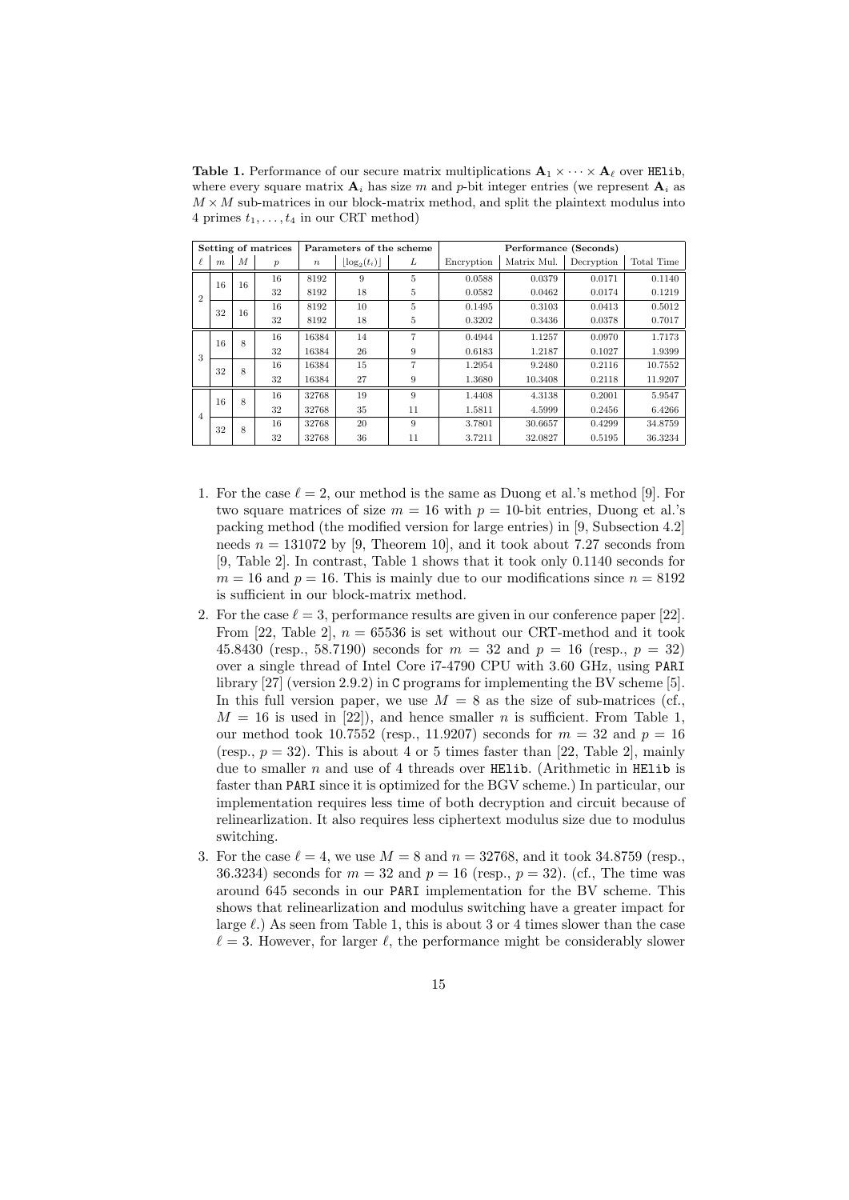**Table 1.** Performance of our secure matrix multiplications $\mathbf{A}_1 \times \cdots \times \mathbf{A}_\ell$ over `HElib`, where every square matrix $\mathbf{A}_i$ has size $m$ and $p$-bit integer entries (we represent $\mathbf{A}_i$ as $M \times M$ sub-matrices in our block-matrix method, and split the plaintext modulus into 4 primes $t_1, \ldots, t_4$ in our CRT method)

| Setting of matrices | | | | Parameters of the scheme | | | Performance (Seconds) | | | |
|---|---|---|---|---|---|---|---|---|---|---|
| $\ell$ | $m$ | $M$ | $p$ | $n$ | $\lfloor \log_2(t_i) \rfloor$ | $L$ | Encryption | Matrix Mul. | Decryption | Total Time |
| 2 | 16 | 16 | 16 | 8192 | 9 | 5 | 0.0588 | 0.0379 | 0.0171 | 0.1140 |
| | | | 32 | 8192 | 18 | 5 | 0.0582 | 0.0462 | 0.0174 | 0.1219 |
| | 32 | 16 | 16 | 8192 | 10 | 5 | 0.1495 | 0.3103 | 0.0413 | 0.5012 |
| | | | 32 | 8192 | 18 | 5 | 0.3202 | 0.3436 | 0.0378 | 0.7017 |
| 3 | 16 | 8 | 16 | 16384 | 14 | 7 | 0.4944 | 1.1257 | 0.0970 | 1.7173 |
| | | | 32 | 16384 | 26 | 9 | 0.6183 | 1.2187 | 0.1027 | 1.9399 |
| | 32 | 8 | 16 | 16384 | 15 | 7 | 1.2954 | 9.2480 | 0.2116 | 10.7552 |
| | | | 32 | 16384 | 27 | 9 | 1.3680 | 10.3408 | 0.2118 | 11.9207 |
| 4 | 16 | 8 | 16 | 32768 | 19 | 9 | 1.4408 | 4.3138 | 0.2001 | 5.9547 |
| | | | 32 | 32768 | 35 | 11 | 1.5811 | 4.5999 | 0.2456 | 6.4266 |
| | 32 | 8 | 16 | 32768 | 20 | 9 | 3.7801 | 30.6657 | 0.4299 | 34.8759 |
| | | | 32 | 32768 | 36 | 11 | 3.7211 | 32.0827 | 0.5195 | 36.3234 |

1. For the case $\ell = 2$, our method is the same as Duong et al.'s method [9]. For two square matrices of size $m = 16$ with $p = 10$-bit entries, Duong et al.'s packing method (the modified version for large entries) in [9, Subsection 4.2] needs $n = 131072$ by [9, Theorem 10], and it took about 7.27 seconds from [9, Table 2]. In contrast, Table 1 shows that it took only 0.1140 seconds for $m = 16$ and $p = 16$. This is mainly due to our modifications since $n = 8192$ is sufficient in our block-matrix method.
2. For the case $\ell = 3$, performance results are given in our conference paper [22]. From [22, Table 2], $n = 65536$ is set without our CRT-method and it took 45.8430 (resp., 58.7190) seconds for $m = 32$ and $p = 16$ (resp., $p = 32$) over a single thread of Intel Core i7-4790 CPU with 3.60 GHz, using `PARI` library [27] (version 2.9.2) in `C` programs for implementing the BV scheme [5]. In this full version paper, we use $M = 8$ as the size of sub-matrices (cf., $M = 16$ is used in [22]), and hence smaller $n$ is sufficient. From Table 1, our method took 10.7552 (resp., 11.9207) seconds for $m = 32$ and $p = 16$ (resp., $p = 32$). This is about 4 or 5 times faster than [22, Table 2], mainly due to smaller $n$ and use of 4 threads over `HElib`. (Arithmetic in `HElib` is faster than `PARI` since it is optimized for the BGV scheme.) In particular, our implementation requires less time of both decryption and circuit because of relinearlization. It also requires less ciphertext modulus size due to modulus switching.
3. For the case $\ell = 4$, we use $M = 8$ and $n = 32768$, and it took 34.8759 (resp., 36.3234) seconds for $m = 32$ and $p = 16$ (resp., $p = 32$). (cf., The time was around 645 seconds in our `PARI` implementation for the BV scheme. This shows that relinearlization and modulus switching have a greater impact for large $\ell$.) As seen from Table 1, this is about 3 or 4 times slower than the case $\ell = 3$. However, for larger $\ell$, the performance might be considerably slower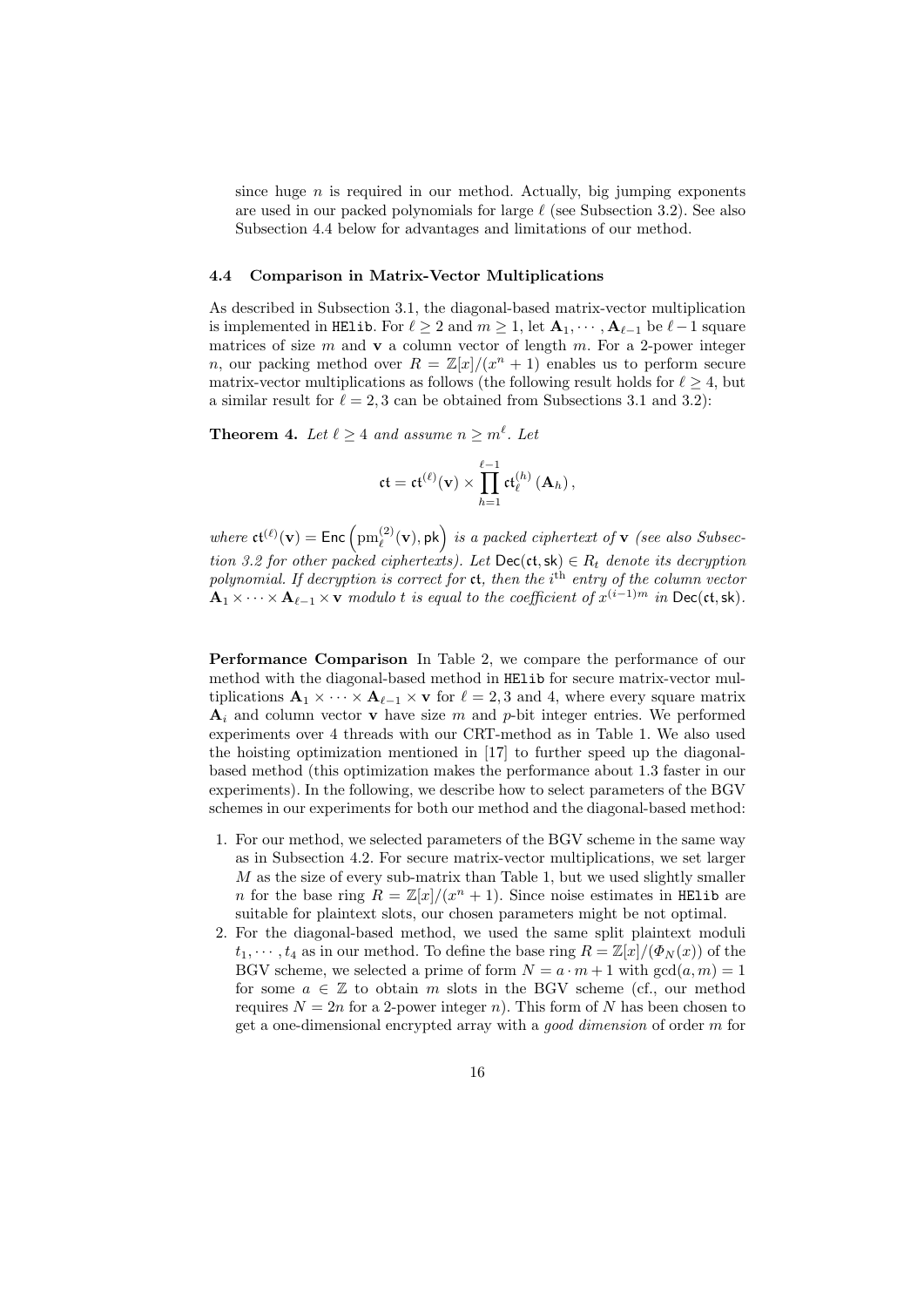since huge $n$ is required in our method. Actually, big jumping exponents are used in our packed polynomials for large $\ell$ (see Subsection 3.2). See also Subsection 4.4 below for advantages and limitations of our method.

### 4.4 Comparison in Matrix-Vector Multiplications

As described in Subsection 3.1, the diagonal-based matrix-vector multiplication is implemented in HElib. For $\ell \geq 2$ and $m \geq 1$, let $\mathbf{A}_1, \cdots, \mathbf{A}_{\ell-1}$ be $\ell - 1$ square matrices of size $m$ and $\mathbf{v}$ a column vector of length $m$. For a 2-power integer $n$, our packing method over $R = \mathbb{Z}[x]/(x^n + 1)$ enables us to perform secure matrix-vector multiplications as follows (the following result holds for $\ell \geq 4$, but a similar result for $\ell = 2, 3$ can be obtained from Subsections 3.1 and 3.2):

**Theorem 4.** *Let $\ell \geq 4$ and assume $n \geq m^\ell$. Let*

$$\mathsf{ct} = \mathsf{ct}^{(\ell)}(\mathbf{v}) \times \prod_{h=1}^{\ell-1} \mathsf{ct}_\ell^{(h)}(\mathbf{A}_h),$$

*where $\mathsf{ct}^{(\ell)}(\mathbf{v}) = \mathsf{Enc}\left(\mathrm{pm}_\ell^{(2)}(\mathbf{v}), \mathsf{pk}\right)$ is a packed ciphertext of $\mathbf{v}$ (see also Subsection 3.2 for other packed ciphertexts). Let $\mathsf{Dec}(\mathsf{ct}, \mathsf{sk}) \in R_t$ denote its decryption polynomial. If decryption is correct for $\mathsf{ct}$, then the $i^{\text{th}}$ entry of the column vector $\mathbf{A}_1 \times \cdots \times \mathbf{A}_{\ell-1} \times \mathbf{v}$ modulo $t$ is equal to the coefficient of $x^{(i-1)m}$ in $\mathsf{Dec}(\mathsf{ct}, \mathsf{sk})$.*

**Performance Comparison** In Table 2, we compare the performance of our method with the diagonal-based method in HElib for secure matrix-vector multiplications $\mathbf{A}_1 \times \cdots \times \mathbf{A}_{\ell-1} \times \mathbf{v}$ for $\ell = 2, 3$ and 4, where every square matrix $\mathbf{A}_i$ and column vector $\mathbf{v}$ have size $m$ and $p$-bit integer entries. We performed experiments over 4 threads with our CRT-method as in Table 1. We also used the hoisting optimization mentioned in [17] to further speed up the diagonal-based method (this optimization makes the performance about 1.3 faster in our experiments). In the following, we describe how to select parameters of the BGV schemes in our experiments for both our method and the diagonal-based method:

1. For our method, we selected parameters of the BGV scheme in the same way as in Subsection 4.2. For secure matrix-vector multiplications, we set larger $M$ as the size of every sub-matrix than Table 1, but we used slightly smaller $n$ for the base ring $R = \mathbb{Z}[x]/(x^n + 1)$. Since noise estimates in HElib are suitable for plaintext slots, our chosen parameters might be not optimal.
2. For the diagonal-based method, we used the same split plaintext moduli $t_1, \cdots, t_4$ as in our method. To define the base ring $R = \mathbb{Z}[x]/(\Phi_N(x))$ of the BGV scheme, we selected a prime of form $N = a \cdot m + 1$ with $\gcd(a, m) = 1$ for some $a \in \mathbb{Z}$ to obtain $m$ slots in the BGV scheme (cf., our method requires $N = 2n$ for a 2-power integer $n$). This form of $N$ has been chosen to get a one-dimensional encrypted array with a *good dimension* of order $m$ for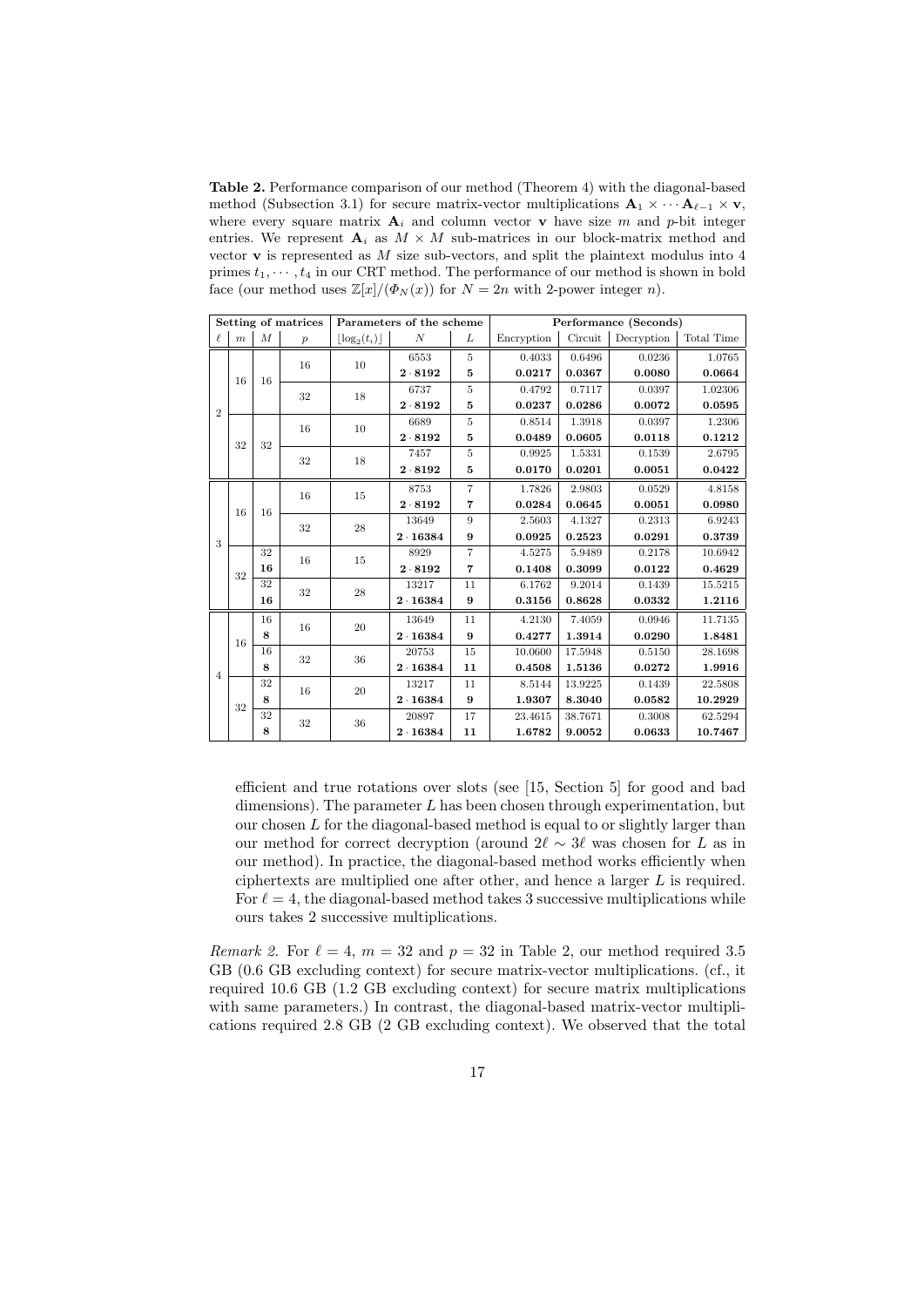**Table 2.** Performance comparison of our method (Theorem 4) with the diagonal-based method (Subsection 3.1) for secure matrix-vector multiplications $\mathbf{A}_1 \times \cdots \mathbf{A}_{\ell-1} \times \mathbf{v}$, where every square matrix $\mathbf{A}_i$ and column vector $\mathbf{v}$ have size $m$ and $p$-bit integer entries. We represent $\mathbf{A}_i$ as $M \times M$ sub-matrices in our block-matrix method and vector $\mathbf{v}$ is represented as $M$ size sub-vectors, and split the plaintext modulus into 4 primes $t_1, \cdots, t_4$ in our CRT method. The performance of our method is shown in bold face (our method uses $\mathbb{Z}[x]/(\Phi_N(x))$ for $N = 2n$ with 2-power integer $n$).

| Setting of matrices | | | | Parameters of the scheme | | | Performance (Seconds) | | | |
|---|---|---|---|---|---|---|---|---|---|---|
| $\ell$ | $m$ | $M$ | $p$ | $\lfloor \log_2(t_i) \rfloor$ | $N$ | $L$ | Encryption | Circuit | Decryption | Total Time |
| 2 | 16 | 16 | 16 | 10 | 6553 | 5 | 0.4033 | 0.6496 | 0.0236 | 1.0765 |
| | | | | | **$2 \cdot 8192$** | **5** | **0.0217** | **0.0367** | **0.0080** | **0.0664** |
| | | | 32 | 18 | 6737 | 5 | 0.4792 | 0.7117 | 0.0397 | 1.02306 |
| | | | | | **$2 \cdot 8192$** | **5** | **0.0237** | **0.0286** | **0.0072** | **0.0595** |
| | 32 | 32 | 16 | 10 | 6689 | 5 | 0.8514 | 1.3918 | 0.0397 | 1.2306 |
| | | | | | **$2 \cdot 8192$** | **5** | **0.0489** | **0.0605** | **0.0118** | **0.1212** |
| | | | 32 | 18 | 7457 | 5 | 0.9925 | 1.5331 | 0.1539 | 2.6795 |
| | | | | | **$2 \cdot 8192$** | **5** | **0.0170** | **0.0201** | **0.0051** | **0.0422** |
| 3 | 16 | 16 | 16 | 15 | 8753 | 7 | 1.7826 | 2.9803 | 0.0529 | 4.8158 |
| | | | | | **$2 \cdot 8192$** | **7** | **0.0284** | **0.0645** | **0.0051** | **0.0980** |
| | | | 32 | 28 | 13649 | 9 | 2.5603 | 4.1327 | 0.2313 | 6.9243 |
| | | | | | **$2 \cdot 16384$** | **9** | **0.0925** | **0.2523** | **0.0291** | **0.3739** |
| | 32 | 32 | 16 | 15 | 8929 | 7 | 4.5275 | 5.9489 | 0.2178 | 10.6942 |
| | | **16** | | | **$2 \cdot 8192$** | **7** | **0.1408** | **0.3099** | **0.0122** | **0.4629** |
| | | 32 | 32 | 28 | 13217 | 11 | 6.1762 | 9.2014 | 0.1439 | 15.5215 |
| | | **16** | | | **$2 \cdot 16384$** | **9** | **0.3156** | **0.8628** | **0.0332** | **1.2116** |
| 4 | 16 | 16 | 16 | 20 | 13649 | 11 | 4.2130 | 7.4059 | 0.0946 | 11.7135 |
| | | **8** | | | **$2 \cdot 16384$** | **9** | **0.4277** | **1.3914** | **0.0290** | **1.8481** |
| | | 16 | 32 | 36 | 20753 | 15 | 10.0600 | 17.5948 | 0.5150 | 28.1698 |
| | | **8** | | | **$2 \cdot 16384$** | **11** | **0.4508** | **1.5136** | **0.0272** | **1.9916** |
| | 32 | 32 | 16 | 20 | 13217 | 11 | 8.5144 | 13.9225 | 0.1439 | 22.5808 |
| | | **8** | | | **$2 \cdot 16384$** | **9** | **1.9307** | **8.3040** | **0.0582** | **10.2929** |
| | | 32 | 32 | 36 | 20897 | 17 | 23.4615 | 38.7671 | 0.3008 | 62.5294 |
| | | **8** | | | **$2 \cdot 16384$** | **11** | **1.6782** | **9.0052** | **0.0633** | **10.7467** |

efficient and true rotations over slots (see [15, Section 5] for good and bad dimensions). The parameter $L$ has been chosen through experimentation, but our chosen $L$ for the diagonal-based method is equal to or slightly larger than our method for correct decryption (around $2\ell \sim 3\ell$ was chosen for $L$ as in our method). In practice, the diagonal-based method works efficiently when ciphertexts are multiplied one after other, and hence a larger $L$ is required. For $\ell = 4$, the diagonal-based method takes 3 successive multiplications while ours takes 2 successive multiplications.

*Remark 2.* For $\ell = 4$, $m = 32$ and $p = 32$ in Table 2, our method required 3.5 GB (0.6 GB excluding context) for secure matrix-vector multiplications. (cf., it required 10.6 GB (1.2 GB excluding context) for secure matrix multiplications with same parameters.) In contrast, the diagonal-based matrix-vector multiplications required 2.8 GB (2 GB excluding context). We observed that the total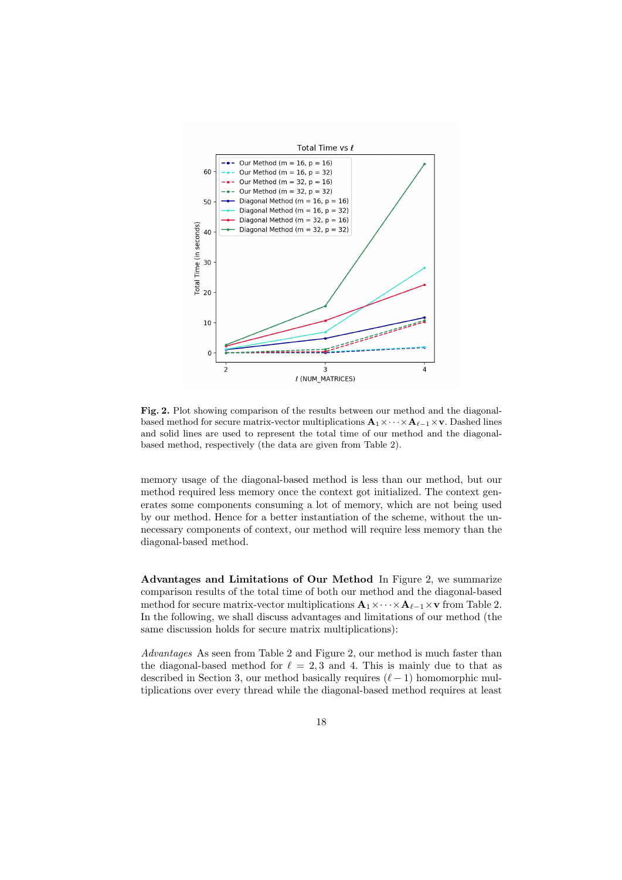**Fig. 2.** Plot showing comparison of the results between our method and the diagonal-based method for secure matrix-vector multiplications $\mathbf{A}_1 \times \cdots \times \mathbf{A}_{\ell-1} \times \mathbf{v}$. Dashed lines and solid lines are used to represent the total time of our method and the diagonal-based method, respectively (the data are given from Table 2).

memory usage of the diagonal-based method is less than our method, but our method required less memory once the context got initialized. The context generates some components consuming a lot of memory, which are not being used by our method. Hence for a better instantiation of the scheme, without the unnecessary components of context, our method will require less memory than the diagonal-based method.

**Advantages and Limitations of Our Method** In Figure 2, we summarize comparison results of the total time of both our method and the diagonal-based method for secure matrix-vector multiplications $\mathbf{A}_1 \times \cdots \times \mathbf{A}_{\ell-1} \times \mathbf{v}$ from Table 2. In the following, we shall discuss advantages and limitations of our method (the same discussion holds for secure matrix multiplications):

*Advantages* As seen from Table 2 and Figure 2, our method is much faster than the diagonal-based method for $\ell = 2, 3$ and 4. This is mainly due to that as described in Section 3, our method basically requires $(\ell - 1)$ homomorphic multiplications over every thread while the diagonal-based method requires at least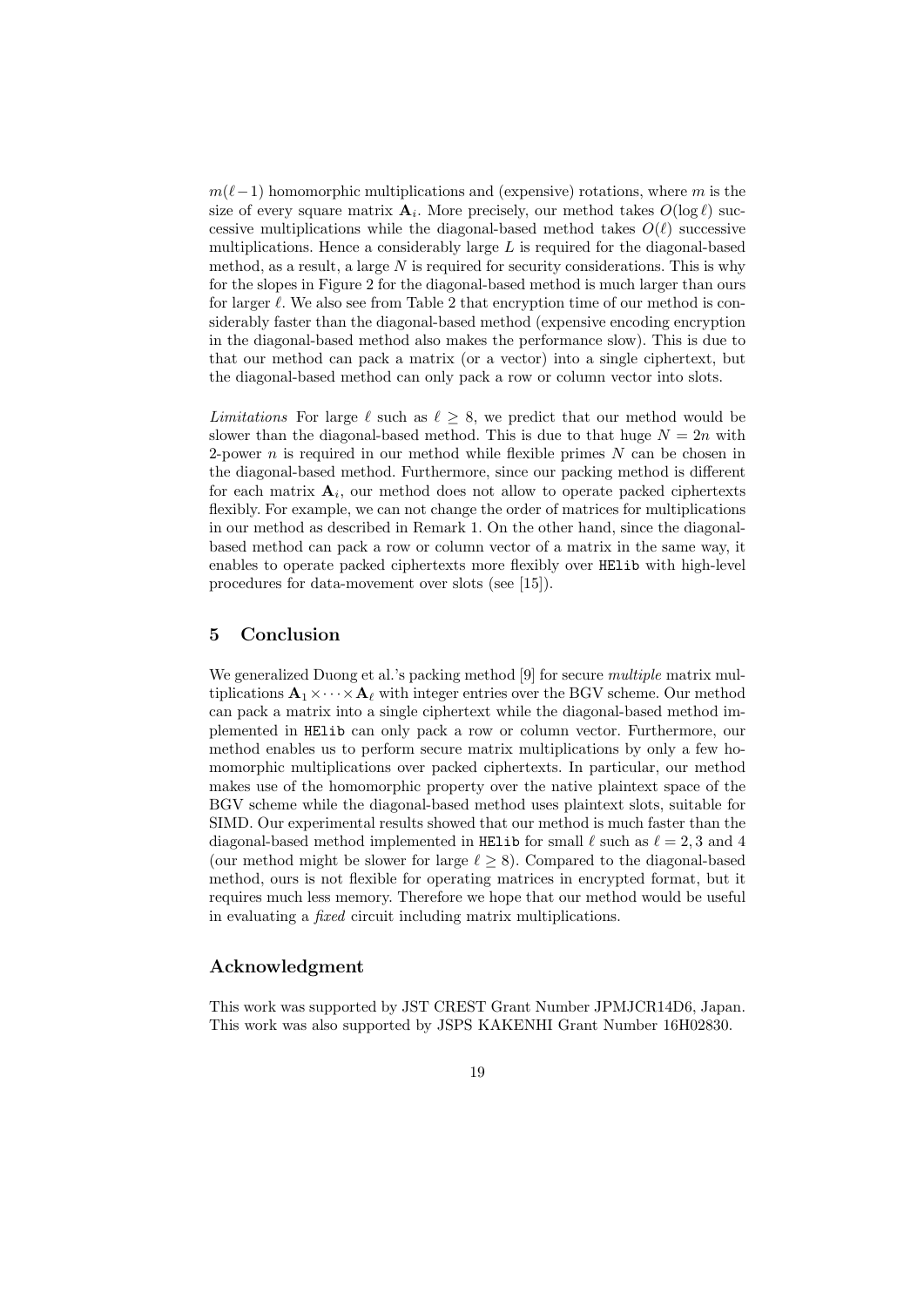$m(\ell-1)$ homomorphic multiplications and (expensive) rotations, where $m$ is the size of every square matrix $\mathbf{A}_i$. More precisely, our method takes $O(\log \ell)$ successive multiplications while the diagonal-based method takes $O(\ell)$ successive multiplications. Hence a considerably large $L$ is required for the diagonal-based method, as a result, a large $N$ is required for security considerations. This is why for the slopes in Figure 2 for the diagonal-based method is much larger than ours for larger $\ell$. We also see from Table 2 that encryption time of our method is considerably faster than the diagonal-based method (expensive encoding encryption in the diagonal-based method also makes the performance slow). This is due to that our method can pack a matrix (or a vector) into a single ciphertext, but the diagonal-based method can only pack a row or column vector into slots.

*Limitations* For large $\ell$ such as $\ell \geq 8$, we predict that our method would be slower than the diagonal-based method. This is due to that huge $N = 2n$ with 2-power $n$ is required in our method while flexible primes $N$ can be chosen in the diagonal-based method. Furthermore, since our packing method is different for each matrix $\mathbf{A}_i$, our method does not allow to operate packed ciphertexts flexibly. For example, we can not change the order of matrices for multiplications in our method as described in Remark 1. On the other hand, since the diagonal-based method can pack a row or column vector of a matrix in the same way, it enables to operate packed ciphertexts more flexibly over `HElib` with high-level procedures for data-movement over slots (see [15]).

## 5 Conclusion

We generalized Duong et al.'s packing method [9] for secure *multiple* matrix multiplications $\mathbf{A}_1 \times \cdots \times \mathbf{A}_\ell$ with integer entries over the BGV scheme. Our method can pack a matrix into a single ciphertext while the diagonal-based method implemented in `HElib` can only pack a row or column vector. Furthermore, our method enables us to perform secure matrix multiplications by only a few homomorphic multiplications over packed ciphertexts. In particular, our method makes use of the homomorphic property over the native plaintext space of the BGV scheme while the diagonal-based method uses plaintext slots, suitable for SIMD. Our experimental results showed that our method is much faster than the diagonal-based method implemented in `HElib` for small $\ell$ such as $\ell = 2, 3$ and $4$ (our method might be slower for large $\ell \geq 8$). Compared to the diagonal-based method, ours is not flexible for operating matrices in encrypted format, but it requires much less memory. Therefore we hope that our method would be useful in evaluating a *fixed* circuit including matrix multiplications.

## Acknowledgment

This work was supported by JST CREST Grant Number JPMJCR14D6, Japan. This work was also supported by JSPS KAKENHI Grant Number 16H02830.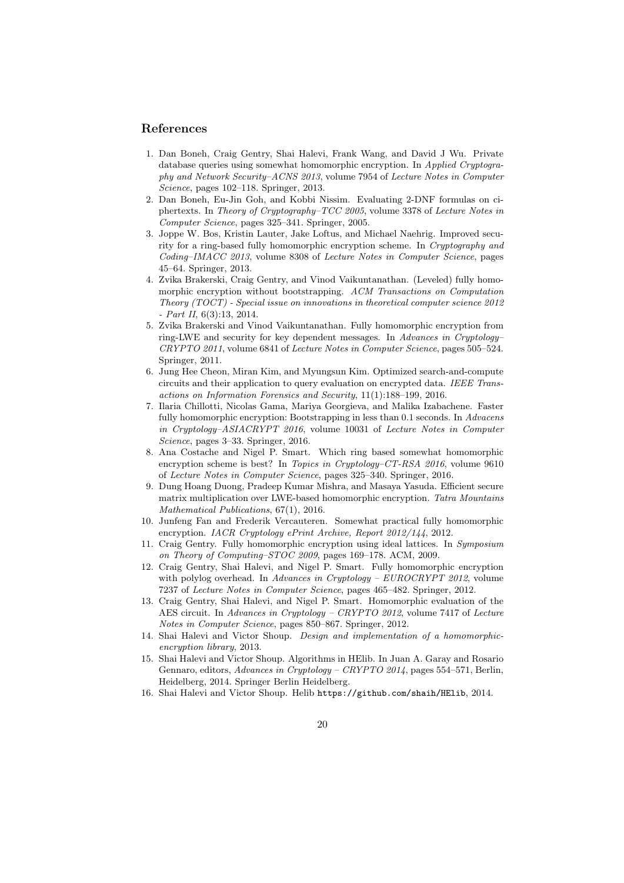## References

1. Dan Boneh, Craig Gentry, Shai Halevi, Frank Wang, and David J Wu. Private database queries using somewhat homomorphic encryption. In *Applied Cryptography and Network Security–ACNS 2013*, volume 7954 of *Lecture Notes in Computer Science*, pages 102–118. Springer, 2013.
2. Dan Boneh, Eu-Jin Goh, and Kobbi Nissim. Evaluating 2-DNF formulas on ciphertexts. In *Theory of Cryptography–TCC 2005*, volume 3378 of *Lecture Notes in Computer Science*, pages 325–341. Springer, 2005.
3. Joppe W. Bos, Kristin Lauter, Jake Loftus, and Michael Naehrig. Improved security for a ring-based fully homomorphic encryption scheme. In *Cryptography and Coding–IMACC 2013*, volume 8308 of *Lecture Notes in Computer Science*, pages 45–64. Springer, 2013.
4. Zvika Brakerski, Craig Gentry, and Vinod Vaikuntanathan. (Leveled) fully homomorphic encryption without bootstrapping. *ACM Transactions on Computation Theory (TOCT) - Special issue on innovations in theoretical computer science 2012 - Part II*, 6(3):13, 2014.
5. Zvika Brakerski and Vinod Vaikuntanathan. Fully homomorphic encryption from ring-LWE and security for key dependent messages. In *Advances in Cryptology–CRYPTO 2011*, volume 6841 of *Lecture Notes in Computer Science*, pages 505–524. Springer, 2011.
6. Jung Hee Cheon, Miran Kim, and Myungsun Kim. Optimized search-and-compute circuits and their application to query evaluation on encrypted data. *IEEE Transactions on Information Forensics and Security*, 11(1):188–199, 2016.
7. Ilaria Chillotti, Nicolas Gama, Mariya Georgieva, and Malika Izabachene. Faster fully homomorphic encryption: Bootstrapping in less than 0.1 seconds. In *Advacens in Cryptology–ASIACRYPT 2016*, volume 10031 of *Lecture Notes in Computer Science*, pages 3–33. Springer, 2016.
8. Ana Costache and Nigel P. Smart. Which ring based somewhat homomorphic encryption scheme is best? In *Topics in Cryptology–CT-RSA 2016*, volume 9610 of *Lecture Notes in Computer Science*, pages 325–340. Springer, 2016.
9. Dung Hoang Duong, Pradeep Kumar Mishra, and Masaya Yasuda. Efficient secure matrix multiplication over LWE-based homomorphic encryption. *Tatra Mountains Mathematical Publications*, 67(1), 2016.
10. Junfeng Fan and Frederik Vercauteren. Somewhat practical fully homomorphic encryption. *IACR Cryptology ePrint Archive, Report 2012/144*, 2012.
11. Craig Gentry. Fully homomorphic encryption using ideal lattices. In *Symposium on Theory of Computing–STOC 2009*, pages 169–178. ACM, 2009.
12. Craig Gentry, Shai Halevi, and Nigel P. Smart. Fully homomorphic encryption with polylog overhead. In *Advances in Cryptology – EUROCRYPT 2012*, volume 7237 of *Lecture Notes in Computer Science*, pages 465–482. Springer, 2012.
13. Craig Gentry, Shai Halevi, and Nigel P. Smart. Homomorphic evaluation of the AES circuit. In *Advances in Cryptology – CRYPTO 2012*, volume 7417 of *Lecture Notes in Computer Science*, pages 850–867. Springer, 2012.
14. Shai Halevi and Victor Shoup. *Design and implementation of a homomorphic-encryption library*, 2013.
15. Shai Halevi and Victor Shoup. Algorithms in HElib. In Juan A. Garay and Rosario Gennaro, editors, *Advances in Cryptology – CRYPTO 2014*, pages 554–571, Berlin, Heidelberg, 2014. Springer Berlin Heidelberg.
16. Shai Halevi and Victor Shoup. Helib `https://github.com/shaih/HElib`, 2014.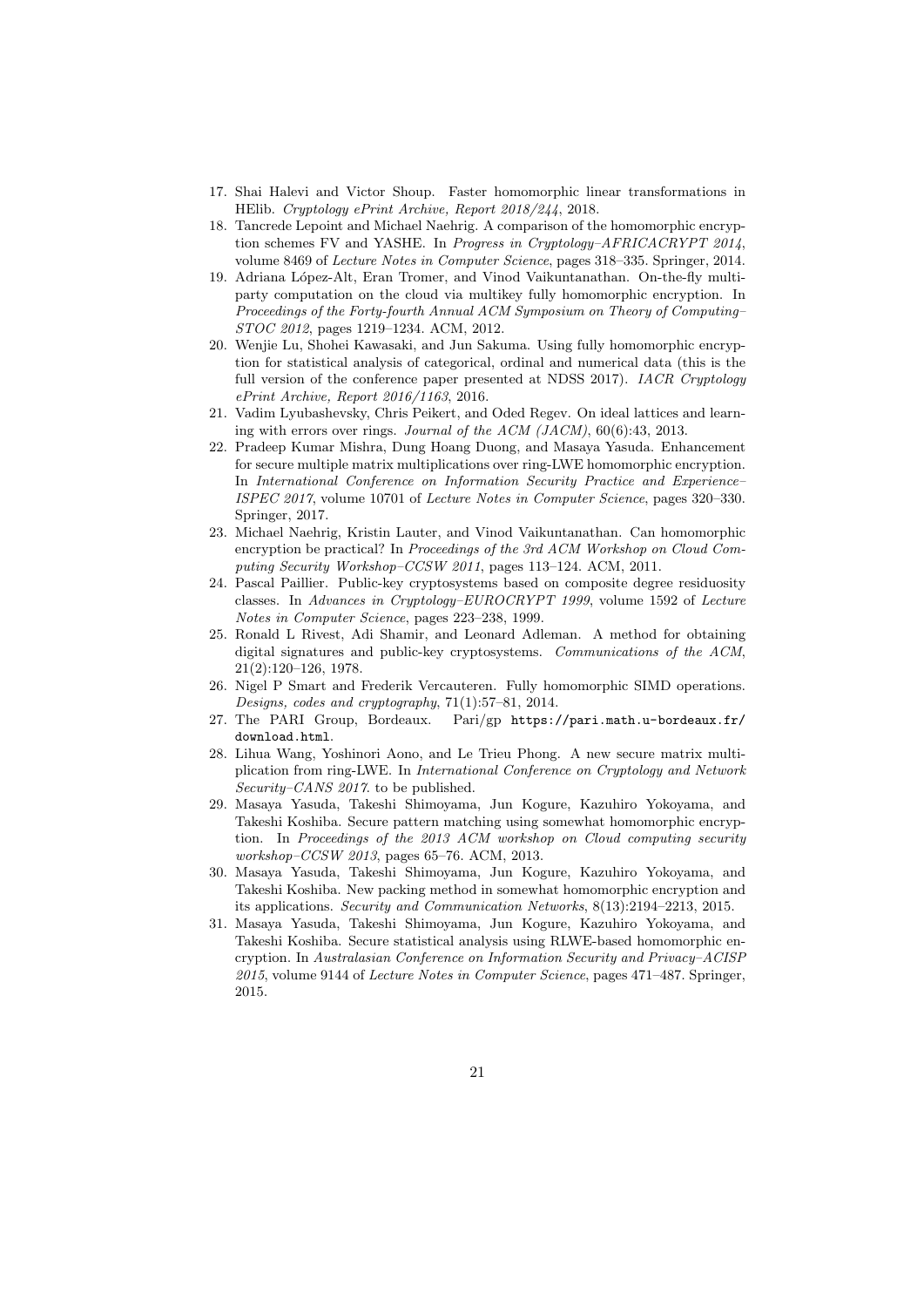17. Shai Halevi and Victor Shoup. Faster homomorphic linear transformations in HElib. *Cryptology ePrint Archive, Report 2018/244*, 2018.
18. Tancrede Lepoint and Michael Naehrig. A comparison of the homomorphic encryption schemes FV and YASHE. In *Progress in Cryptology–AFRICACRYPT 2014*, volume 8469 of *Lecture Notes in Computer Science*, pages 318–335. Springer, 2014.
19. Adriana López-Alt, Eran Tromer, and Vinod Vaikuntanathan. On-the-fly multiparty computation on the cloud via multikey fully homomorphic encryption. In *Proceedings of the Forty-fourth Annual ACM Symposium on Theory of Computing–STOC 2012*, pages 1219–1234. ACM, 2012.
20. Wenjie Lu, Shohei Kawasaki, and Jun Sakuma. Using fully homomorphic encryption for statistical analysis of categorical, ordinal and numerical data (this is the full version of the conference paper presented at NDSS 2017). *IACR Cryptology ePrint Archive, Report 2016/1163*, 2016.
21. Vadim Lyubashevsky, Chris Peikert, and Oded Regev. On ideal lattices and learning with errors over rings. *Journal of the ACM (JACM)*, 60(6):43, 2013.
22. Pradeep Kumar Mishra, Dung Hoang Duong, and Masaya Yasuda. Enhancement for secure multiple matrix multiplications over ring-LWE homomorphic encryption. In *International Conference on Information Security Practice and Experience–ISPEC 2017*, volume 10701 of *Lecture Notes in Computer Science*, pages 320–330. Springer, 2017.
23. Michael Naehrig, Kristin Lauter, and Vinod Vaikuntanathan. Can homomorphic encryption be practical? In *Proceedings of the 3rd ACM Workshop on Cloud Computing Security Workshop–CCSW 2011*, pages 113–124. ACM, 2011.
24. Pascal Paillier. Public-key cryptosystems based on composite degree residuosity classes. In *Advances in Cryptology–EUROCRYPT 1999*, volume 1592 of *Lecture Notes in Computer Science*, pages 223–238, 1999.
25. Ronald L Rivest, Adi Shamir, and Leonard Adleman. A method for obtaining digital signatures and public-key cryptosystems. *Communications of the ACM*, 21(2):120–126, 1978.
26. Nigel P Smart and Frederik Vercauteren. Fully homomorphic SIMD operations. *Designs, codes and cryptography*, 71(1):57–81, 2014.
27. The PARI Group, Bordeaux. Pari/gp `https://pari.math.u-bordeaux.fr/download.html`.
28. Lihua Wang, Yoshinori Aono, and Le Trieu Phong. A new secure matrix multiplication from ring-LWE. In *International Conference on Cryptology and Network Security–CANS 2017*. to be published.
29. Masaya Yasuda, Takeshi Shimoyama, Jun Kogure, Kazuhiro Yokoyama, and Takeshi Koshiba. Secure pattern matching using somewhat homomorphic encryption. In *Proceedings of the 2013 ACM workshop on Cloud computing security workshop–CCSW 2013*, pages 65–76. ACM, 2013.
30. Masaya Yasuda, Takeshi Shimoyama, Jun Kogure, Kazuhiro Yokoyama, and Takeshi Koshiba. New packing method in somewhat homomorphic encryption and its applications. *Security and Communication Networks*, 8(13):2194–2213, 2015.
31. Masaya Yasuda, Takeshi Shimoyama, Jun Kogure, Kazuhiro Yokoyama, and Takeshi Koshiba. Secure statistical analysis using RLWE-based homomorphic encryption. In *Australasian Conference on Information Security and Privacy–ACISP 2015*, volume 9144 of *Lecture Notes in Computer Science*, pages 471–487. Springer, 2015.